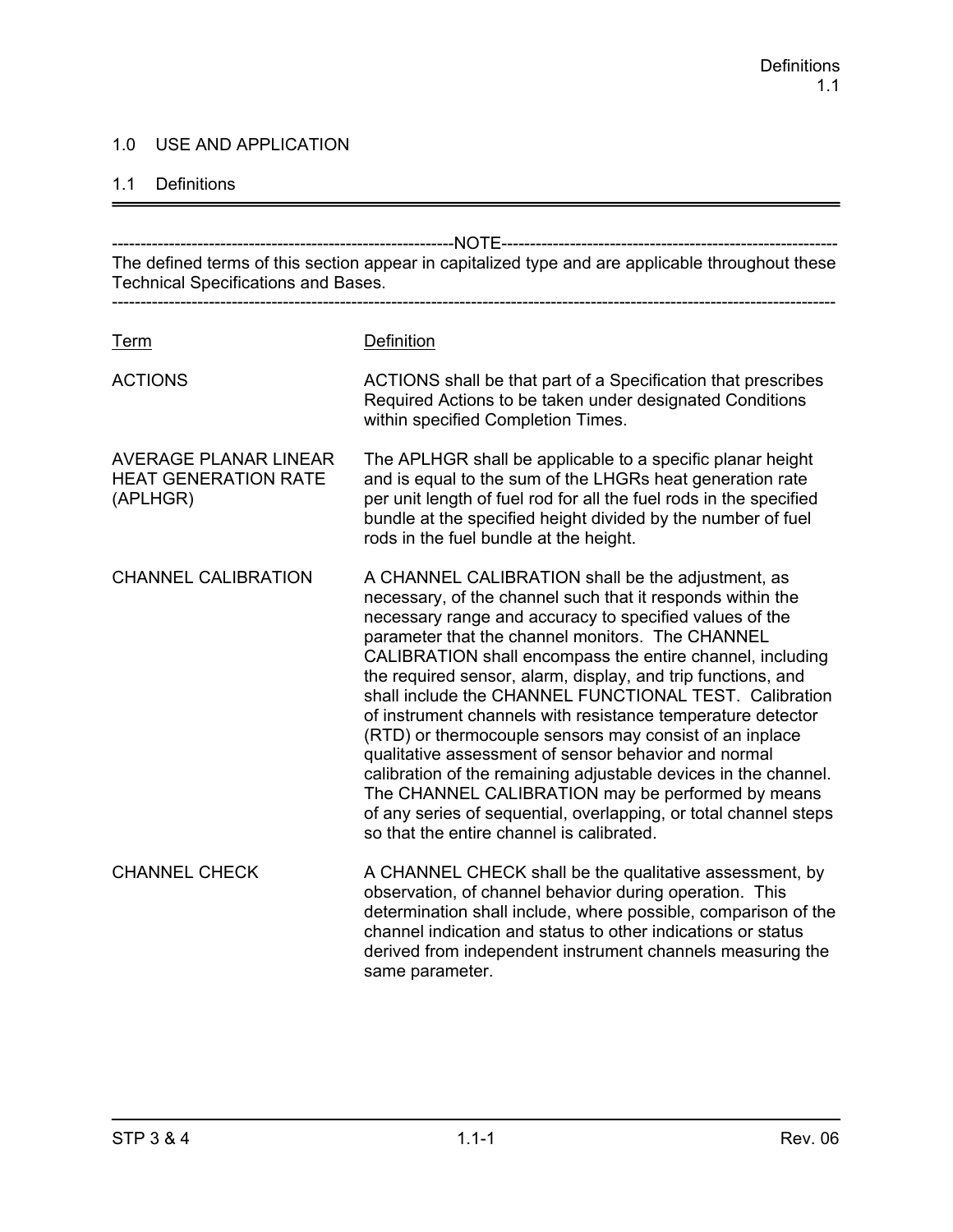# 1.0 USE AND APPLICATION

## 1.1 Definitions

---

-----NOTE-----

The defined terms of this section appear in capitalized type and are applicable throughout these Technical Specifications and Bases.

---

| Term | Definition |
|---|---|
| ACTIONS | ACTIONS shall be that part of a Specification that prescribes Required Actions to be taken under designated Conditions within specified Completion Times. |
| AVERAGE PLANAR LINEAR HEAT GENERATION RATE (APLHGR) | The APLHGR shall be applicable to a specific planar height and is equal to the sum of the LHGRs heat generation rate per unit length of fuel rod for all the fuel rods in the specified bundle at the specified height divided by the number of fuel rods in the fuel bundle at the height. |
| CHANNEL CALIBRATION | A CHANNEL CALIBRATION shall be the adjustment, as necessary, of the channel such that it responds within the necessary range and accuracy to specified values of the parameter that the channel monitors. The CHANNEL CALIBRATION shall encompass the entire channel, including the required sensor, alarm, display, and trip functions, and shall include the CHANNEL FUNCTIONAL TEST. Calibration of instrument channels with resistance temperature detector (RTD) or thermocouple sensors may consist of an inplace qualitative assessment of sensor behavior and normal calibration of the remaining adjustable devices in the channel. The CHANNEL CALIBRATION may be performed by means of any series of sequential, overlapping, or total channel steps so that the entire channel is calibrated. |
| CHANNEL CHECK | A CHANNEL CHECK shall be the qualitative assessment, by observation, of channel behavior during operation. This determination shall include, where possible, comparison of the channel indication and status to other indications or status derived from independent instrument channels measuring the same parameter. |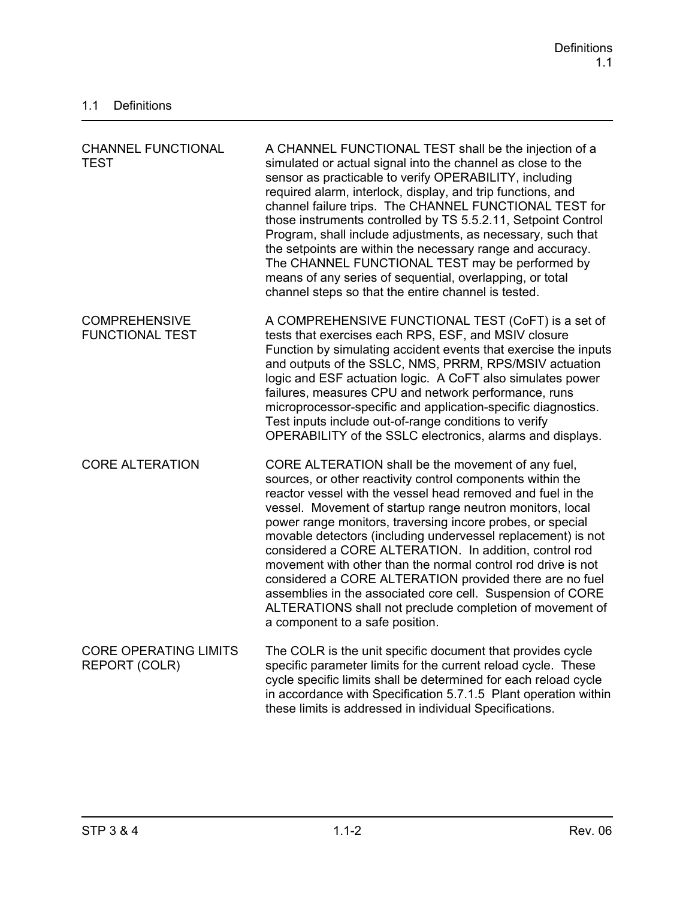## 1.1 Definitions

| | |
|---|---|
| CHANNEL FUNCTIONAL TEST | A CHANNEL FUNCTIONAL TEST shall be the injection of a simulated or actual signal into the channel as close to the sensor as practicable to verify OPERABILITY, including required alarm, interlock, display, and trip functions, and channel failure trips. The CHANNEL FUNCTIONAL TEST for those instruments controlled by TS 5.5.2.11, Setpoint Control Program, shall include adjustments, as necessary, such that the setpoints are within the necessary range and accuracy. The CHANNEL FUNCTIONAL TEST may be performed by means of any series of sequential, overlapping, or total channel steps so that the entire channel is tested. |
| COMPREHENSIVE FUNCTIONAL TEST | A COMPREHENSIVE FUNCTIONAL TEST (CoFT) is a set of tests that exercises each RPS, ESF, and MSIV closure Function by simulating accident events that exercise the inputs and outputs of the SSLC, NMS, PRRM, RPS/MSIV actuation logic and ESF actuation logic. A CoFT also simulates power failures, measures CPU and network performance, runs microprocessor-specific and application-specific diagnostics. Test inputs include out-of-range conditions to verify OPERABILITY of the SSLC electronics, alarms and displays. |
| CORE ALTERATION | CORE ALTERATION shall be the movement of any fuel, sources, or other reactivity control components within the reactor vessel with the vessel head removed and fuel in the vessel. Movement of startup range neutron monitors, local power range monitors, traversing incore probes, or special movable detectors (including undervessel replacement) is not considered a CORE ALTERATION. In addition, control rod movement with other than the normal control rod drive is not considered a CORE ALTERATION provided there are no fuel assemblies in the associated core cell. Suspension of CORE ALTERATIONS shall not preclude completion of movement of a component to a safe position. |
| CORE OPERATING LIMITS REPORT (COLR) | The COLR is the unit specific document that provides cycle specific parameter limits for the current reload cycle. These cycle specific limits shall be determined for each reload cycle in accordance with Specification 5.7.1.5 Plant operation within these limits is addressed in individual Specifications. |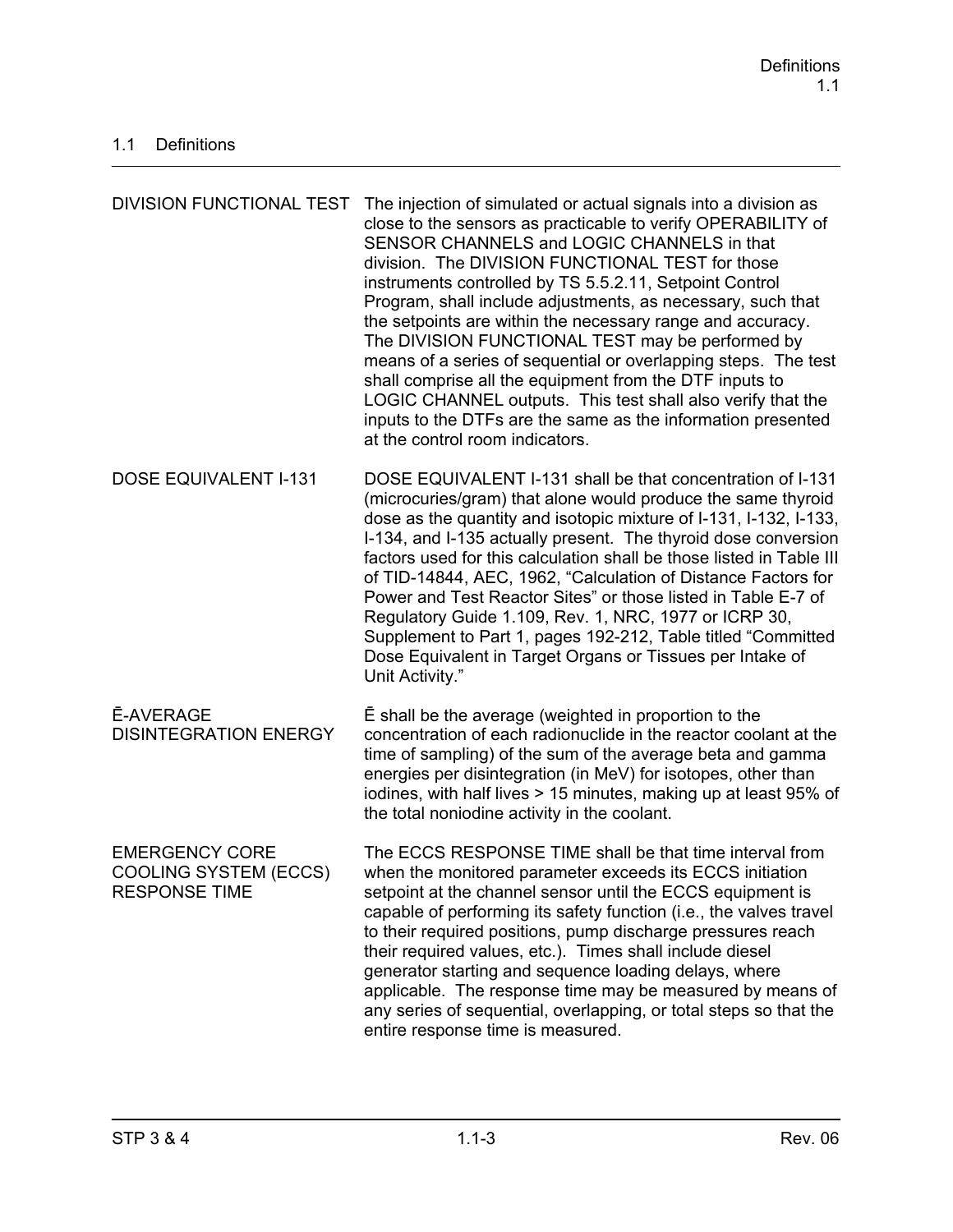## 1.1 Definitions

| | |
|---|---|
| DIVISION FUNCTIONAL TEST | The injection of simulated or actual signals into a division as close to the sensors as practicable to verify OPERABILITY of SENSOR CHANNELS and LOGIC CHANNELS in that division. The DIVISION FUNCTIONAL TEST for those instruments controlled by TS 5.5.2.11, Setpoint Control Program, shall include adjustments, as necessary, such that the setpoints are within the necessary range and accuracy. The DIVISION FUNCTIONAL TEST may be performed by means of a series of sequential or overlapping steps. The test shall comprise all the equipment from the DTF inputs to LOGIC CHANNEL outputs. This test shall also verify that the inputs to the DTFs are the same as the information presented at the control room indicators. |
| DOSE EQUIVALENT I-131 | DOSE EQUIVALENT I-131 shall be that concentration of I-131 (microcuries/gram) that alone would produce the same thyroid dose as the quantity and isotopic mixture of I-131, I-132, I-133, I-134, and I-135 actually present. The thyroid dose conversion factors used for this calculation shall be those listed in Table III of TID-14844, AEC, 1962, "Calculation of Distance Factors for Power and Test Reactor Sites" or those listed in Table E-7 of Regulatory Guide 1.109, Rev. 1, NRC, 1977 or ICRP 30, Supplement to Part 1, pages 192-212, Table titled "Committed Dose Equivalent in Target Organs or Tissues per Intake of Unit Activity." |
| $\bar{E}$-AVERAGE DISINTEGRATION ENERGY | $\bar{E}$ shall be the average (weighted in proportion to the concentration of each radionuclide in the reactor coolant at the time of sampling) of the sum of the average beta and gamma energies per disintegration (in MeV) for isotopes, other than iodines, with half lives > 15 minutes, making up at least 95% of the total noniodine activity in the coolant. |
| EMERGENCY CORE COOLING SYSTEM (ECCS) RESPONSE TIME | The ECCS RESPONSE TIME shall be that time interval from when the monitored parameter exceeds its ECCS initiation setpoint at the channel sensor until the ECCS equipment is capable of performing its safety function (i.e., the valves travel to their required positions, pump discharge pressures reach their required values, etc.). Times shall include diesel generator starting and sequence loading delays, where applicable. The response time may be measured by means of any series of sequential, overlapping, or total steps so that the entire response time is measured. |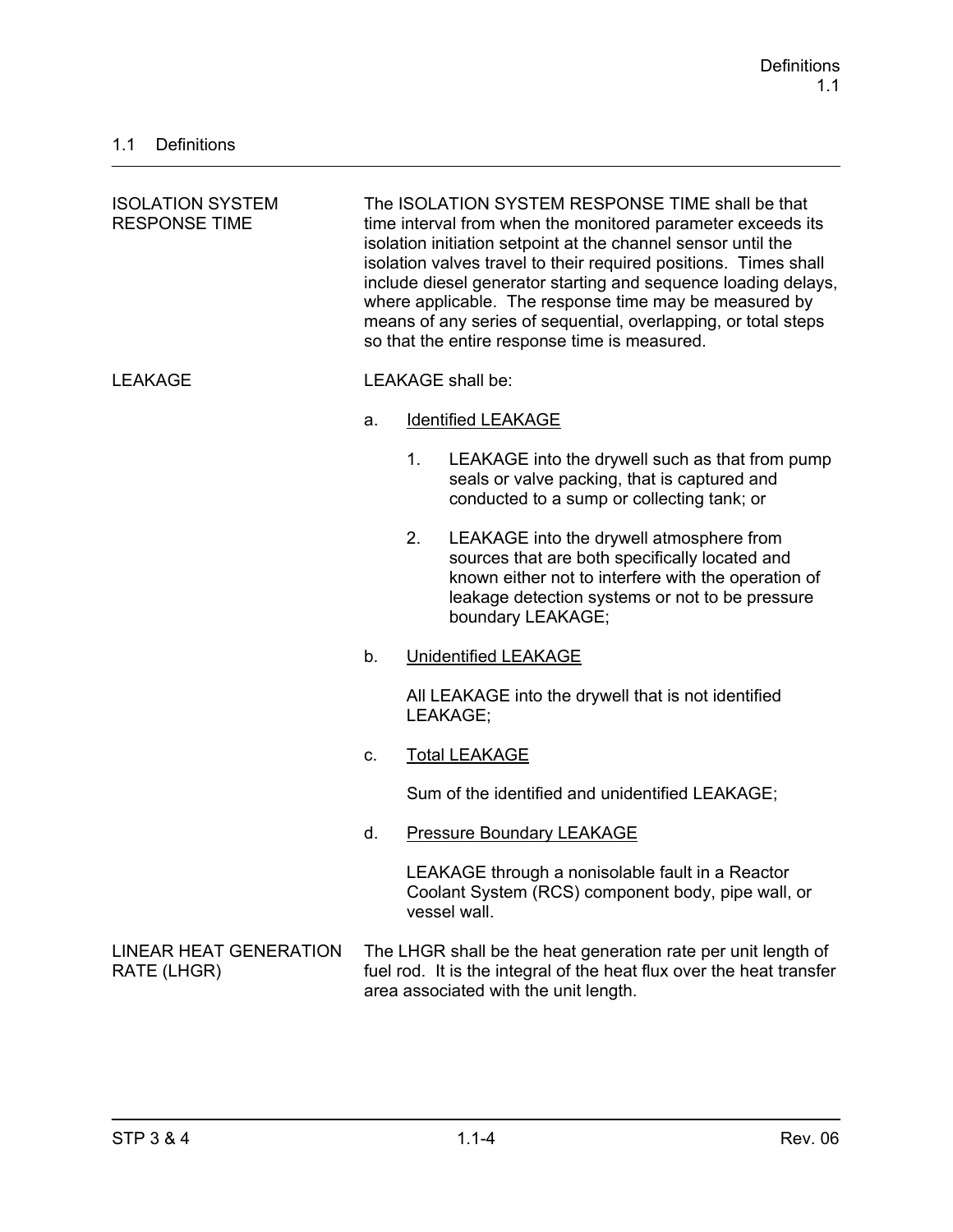## 1.1 Definitions

**ISOLATION SYSTEM RESPONSE TIME**

The ISOLATION SYSTEM RESPONSE TIME shall be that time interval from when the monitored parameter exceeds its isolation initiation setpoint at the channel sensor until the isolation valves travel to their required positions. Times shall include diesel generator starting and sequence loading delays, where applicable. The response time may be measured by means of any series of sequential, overlapping, or total steps so that the entire response time is measured.

**LEAKAGE**

LEAKAGE shall be:

a. Identified LEAKAGE

  1. LEAKAGE into the drywell such as that from pump seals or valve packing, that is captured and conducted to a sump or collecting tank; or

  2. LEAKAGE into the drywell atmosphere from sources that are both specifically located and known either not to interfere with the operation of leakage detection systems or not to be pressure boundary LEAKAGE;

b. Unidentified LEAKAGE

  All LEAKAGE into the drywell that is not identified LEAKAGE;

c. Total LEAKAGE

  Sum of the identified and unidentified LEAKAGE;

d. Pressure Boundary LEAKAGE

  LEAKAGE through a nonisolable fault in a Reactor Coolant System (RCS) component body, pipe wall, or vessel wall.

**LINEAR HEAT GENERATION RATE (LHGR)**

The LHGR shall be the heat generation rate per unit length of fuel rod. It is the integral of the heat flux over the heat transfer area associated with the unit length.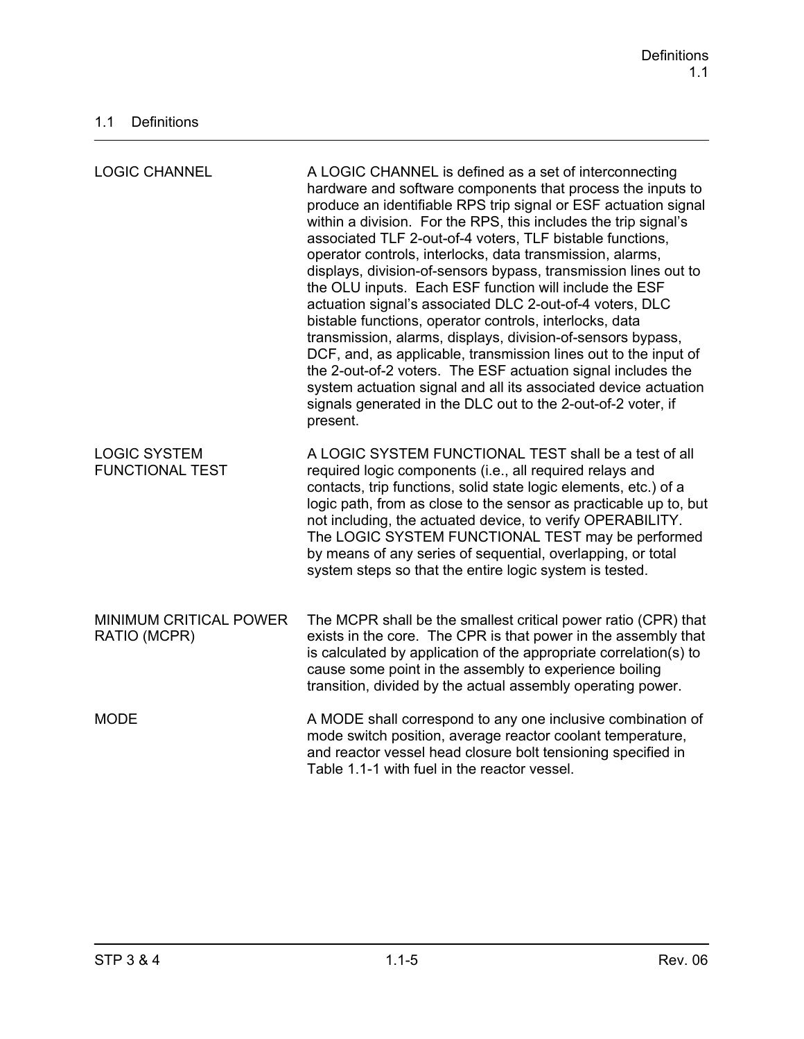## 1.1 Definitions

| | |
|---|---|
| LOGIC CHANNEL | A LOGIC CHANNEL is defined as a set of interconnecting hardware and software components that process the inputs to produce an identifiable RPS trip signal or ESF actuation signal within a division. For the RPS, this includes the trip signal's associated TLF 2-out-of-4 voters, TLF bistable functions, operator controls, interlocks, data transmission, alarms, displays, division-of-sensors bypass, transmission lines out to the OLU inputs. Each ESF function will include the ESF actuation signal's associated DLC 2-out-of-4 voters, DLC bistable functions, operator controls, interlocks, data transmission, alarms, displays, division-of-sensors bypass, DCF, and, as applicable, transmission lines out to the input of the 2-out-of-2 voters. The ESF actuation signal includes the system actuation signal and all its associated device actuation signals generated in the DLC out to the 2-out-of-2 voter, if present. |
| LOGIC SYSTEM FUNCTIONAL TEST | A LOGIC SYSTEM FUNCTIONAL TEST shall be a test of all required logic components (i.e., all required relays and contacts, trip functions, solid state logic elements, etc.) of a logic path, from as close to the sensor as practicable up to, but not including, the actuated device, to verify OPERABILITY. The LOGIC SYSTEM FUNCTIONAL TEST may be performed by means of any series of sequential, overlapping, or total system steps so that the entire logic system is tested. |
| MINIMUM CRITICAL POWER RATIO (MCPR) | The MCPR shall be the smallest critical power ratio (CPR) that exists in the core. The CPR is that power in the assembly that is calculated by application of the appropriate correlation(s) to cause some point in the assembly to experience boiling transition, divided by the actual assembly operating power. |
| MODE | A MODE shall correspond to any one inclusive combination of mode switch position, average reactor coolant temperature, and reactor vessel head closure bolt tensioning specified in Table 1.1-1 with fuel in the reactor vessel. |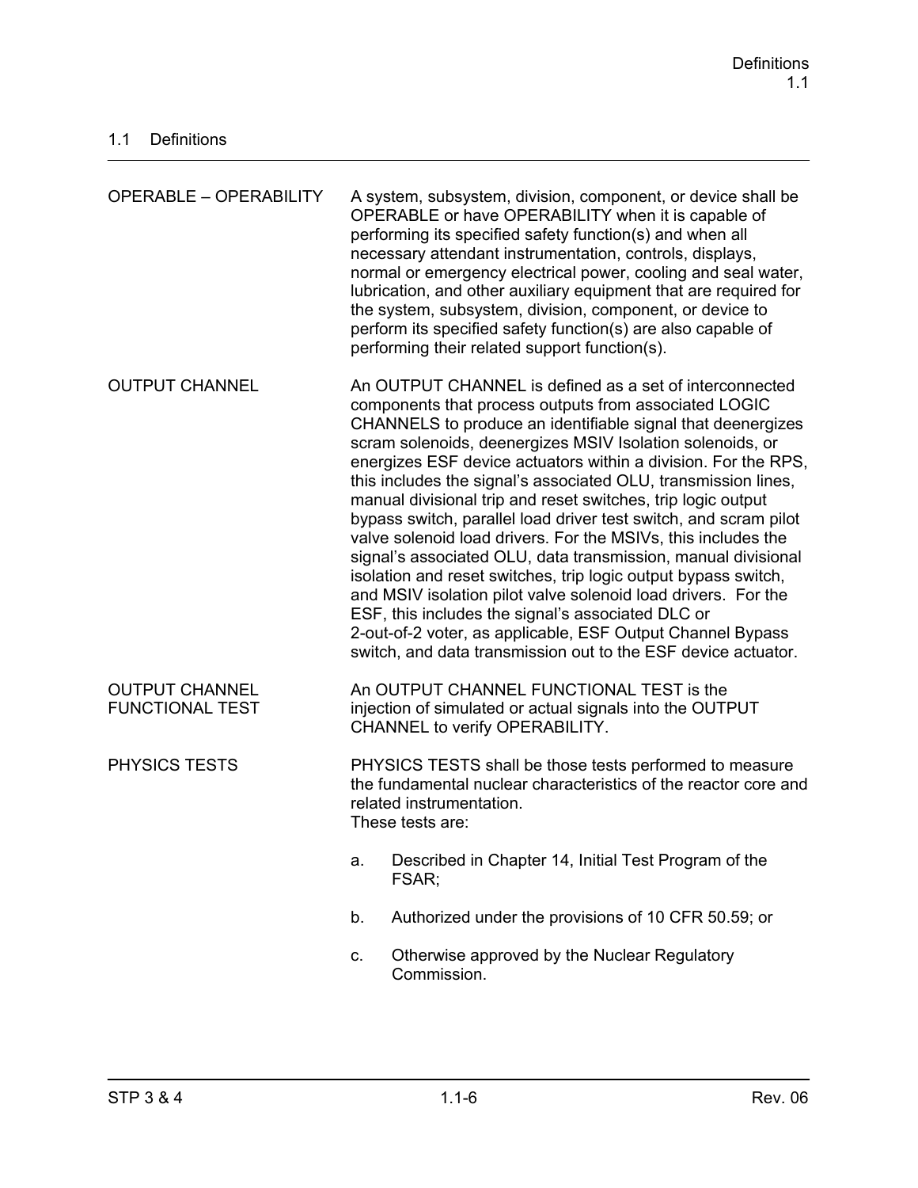## 1.1 Definitions

| | |
|---|---|
| OPERABLE – OPERABILITY | A system, subsystem, division, component, or device shall be OPERABLE or have OPERABILITY when it is capable of performing its specified safety function(s) and when all necessary attendant instrumentation, controls, displays, normal or emergency electrical power, cooling and seal water, lubrication, and other auxiliary equipment that are required for the system, subsystem, division, component, or device to perform its specified safety function(s) are also capable of performing their related support function(s). |
| OUTPUT CHANNEL | An OUTPUT CHANNEL is defined as a set of interconnected components that process outputs from associated LOGIC CHANNELS to produce an identifiable signal that deenergizes scram solenoids, deenergizes MSIV Isolation solenoids, or energizes ESF device actuators within a division. For the RPS, this includes the signal's associated OLU, transmission lines, manual divisional trip and reset switches, trip logic output bypass switch, parallel load driver test switch, and scram pilot valve solenoid load drivers. For the MSIVs, this includes the signal's associated OLU, data transmission, manual divisional isolation and reset switches, trip logic output bypass switch, and MSIV isolation pilot valve solenoid load drivers. For the ESF, this includes the signal's associated DLC or 2-out-of-2 voter, as applicable, ESF Output Channel Bypass switch, and data transmission out to the ESF device actuator. |
| OUTPUT CHANNEL FUNCTIONAL TEST | An OUTPUT CHANNEL FUNCTIONAL TEST is the injection of simulated or actual signals into the OUTPUT CHANNEL to verify OPERABILITY. |
| PHYSICS TESTS | PHYSICS TESTS shall be those tests performed to measure the fundamental nuclear characteristics of the reactor core and related instrumentation. These tests are: <br> a. Described in Chapter 14, Initial Test Program of the FSAR; <br> b. Authorized under the provisions of 10 CFR 50.59; or <br> c. Otherwise approved by the Nuclear Regulatory Commission. |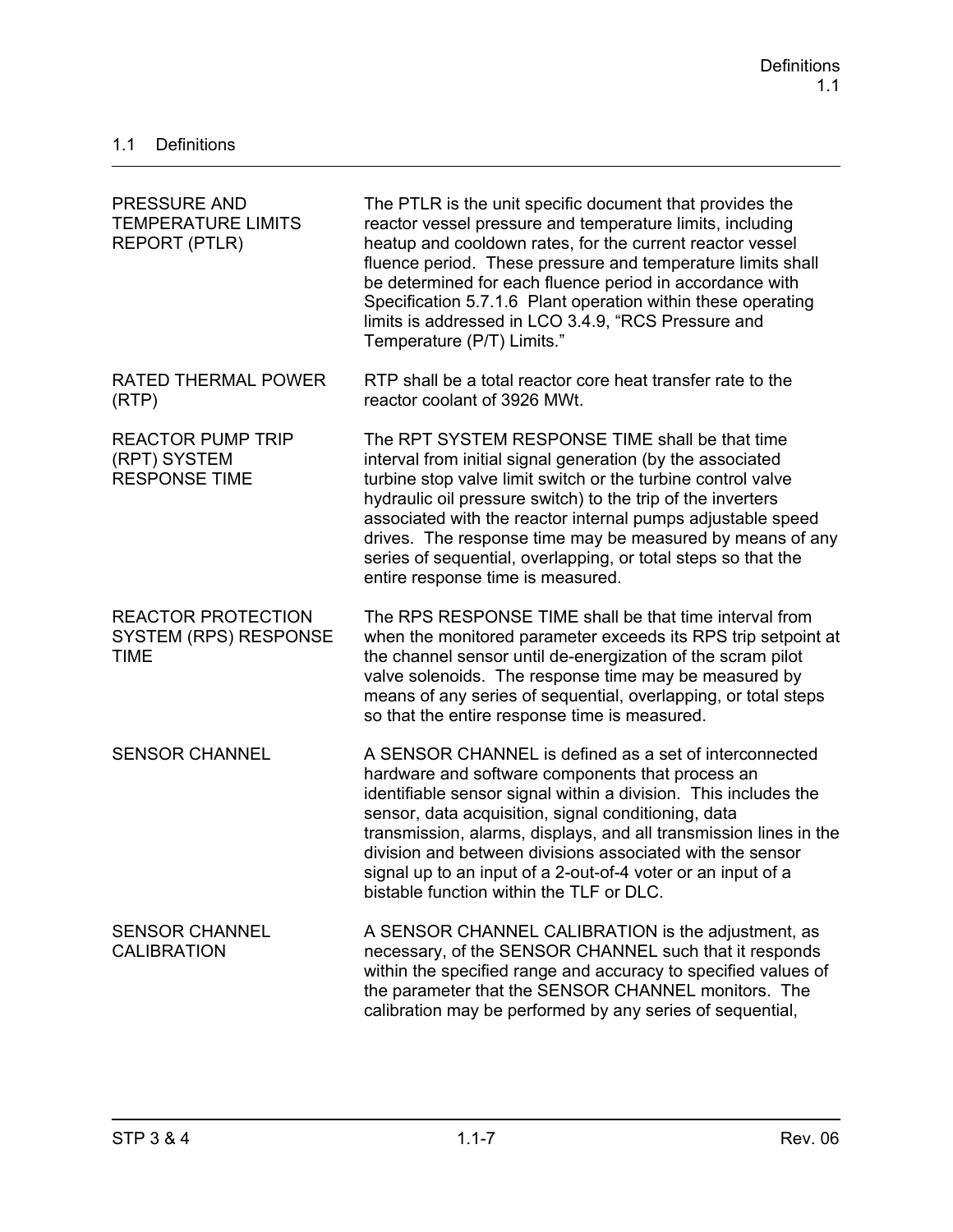## 1.1 Definitions

| | |
|---|---|
| PRESSURE AND TEMPERATURE LIMITS REPORT (PTLR) | The PTLR is the unit specific document that provides the reactor vessel pressure and temperature limits, including heatup and cooldown rates, for the current reactor vessel fluence period. These pressure and temperature limits shall be determined for each fluence period in accordance with Specification 5.7.1.6 Plant operation within these operating limits is addressed in LCO 3.4.9, "RCS Pressure and Temperature (P/T) Limits." |
| RATED THERMAL POWER (RTP) | RTP shall be a total reactor core heat transfer rate to the reactor coolant of 3926 MWt. |
| REACTOR PUMP TRIP (RPT) SYSTEM RESPONSE TIME | The RPT SYSTEM RESPONSE TIME shall be that time interval from initial signal generation (by the associated turbine stop valve limit switch or the turbine control valve hydraulic oil pressure switch) to the trip of the inverters associated with the reactor internal pumps adjustable speed drives. The response time may be measured by means of any series of sequential, overlapping, or total steps so that the entire response time is measured. |
| REACTOR PROTECTION SYSTEM (RPS) RESPONSE TIME | The RPS RESPONSE TIME shall be that time interval from when the monitored parameter exceeds its RPS trip setpoint at the channel sensor until de-energization of the scram pilot valve solenoids. The response time may be measured by means of any series of sequential, overlapping, or total steps so that the entire response time is measured. |
| SENSOR CHANNEL | A SENSOR CHANNEL is defined as a set of interconnected hardware and software components that process an identifiable sensor signal within a division. This includes the sensor, data acquisition, signal conditioning, data transmission, alarms, displays, and all transmission lines in the division and between divisions associated with the sensor signal up to an input of a 2-out-of-4 voter or an input of a bistable function within the TLF or DLC. |
| SENSOR CHANNEL CALIBRATION | A SENSOR CHANNEL CALIBRATION is the adjustment, as necessary, of the SENSOR CHANNEL such that it responds within the specified range and accuracy to specified values of the parameter that the SENSOR CHANNEL monitors. The calibration may be performed by any series of sequential, |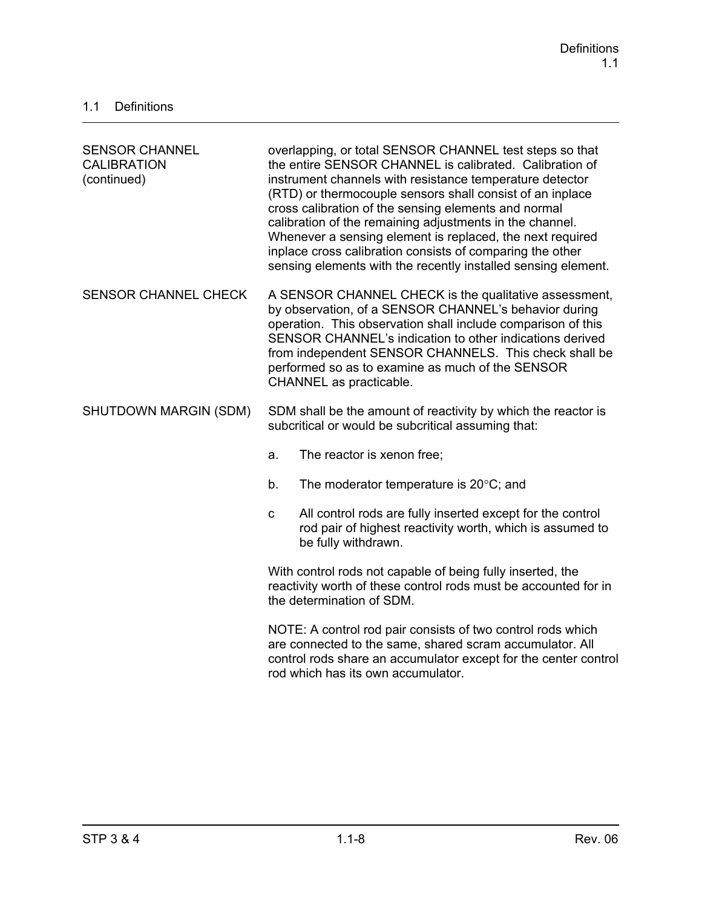## 1.1 Definitions

| | |
|---|---|
| SENSOR CHANNEL CALIBRATION (continued) | overlapping, or total SENSOR CHANNEL test steps so that the entire SENSOR CHANNEL is calibrated. Calibration of instrument channels with resistance temperature detector (RTD) or thermocouple sensors shall consist of an inplace cross calibration of the sensing elements and normal calibration of the remaining adjustments in the channel. Whenever a sensing element is replaced, the next required inplace cross calibration consists of comparing the other sensing elements with the recently installed sensing element. |
| SENSOR CHANNEL CHECK | A SENSOR CHANNEL CHECK is the qualitative assessment, by observation, of a SENSOR CHANNEL's behavior during operation. This observation shall include comparison of this SENSOR CHANNEL's indication to other indications derived from independent SENSOR CHANNELS. This check shall be performed so as to examine as much of the SENSOR CHANNEL as practicable. |
| SHUTDOWN MARGIN (SDM) | SDM shall be the amount of reactivity by which the reactor is subcritical or would be subcritical assuming that:<br><br>a. The reactor is xenon free;<br><br>b. The moderator temperature is 20°C; and<br><br>c All control rods are fully inserted except for the control rod pair of highest reactivity worth, which is assumed to be fully withdrawn.<br><br>With control rods not capable of being fully inserted, the reactivity worth of these control rods must be accounted for in the determination of SDM.<br><br>NOTE: A control rod pair consists of two control rods which are connected to the same, shared scram accumulator. All control rods share an accumulator except for the center control rod which has its own accumulator. |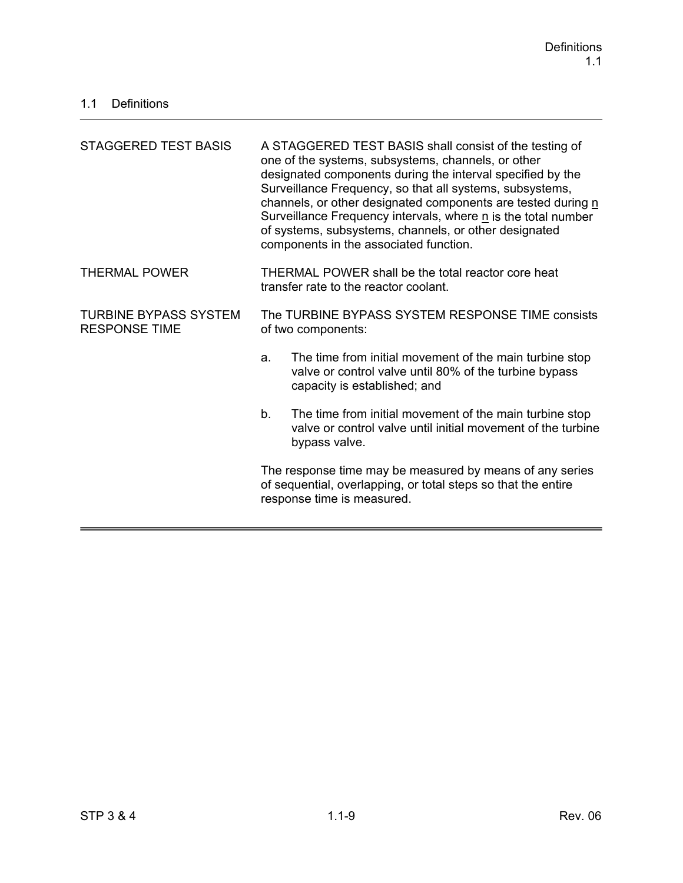## 1.1 Definitions

| | |
|---|---|
| STAGGERED TEST BASIS | A STAGGERED TEST BASIS shall consist of the testing of one of the systems, subsystems, channels, or other designated components during the interval specified by the Surveillance Frequency, so that all systems, subsystems, channels, or other designated components are tested during n Surveillance Frequency intervals, where n is the total number of systems, subsystems, channels, or other designated components in the associated function. |
| THERMAL POWER | THERMAL POWER shall be the total reactor core heat transfer rate to the reactor coolant. |
| TURBINE BYPASS SYSTEM RESPONSE TIME | The TURBINE BYPASS SYSTEM RESPONSE TIME consists of two components:<br><br>a. The time from initial movement of the main turbine stop valve or control valve until 80% of the turbine bypass capacity is established; and<br><br>b. The time from initial movement of the main turbine stop valve or control valve until initial movement of the turbine bypass valve.<br><br>The response time may be measured by means of any series of sequential, overlapping, or total steps so that the entire response time is measured. |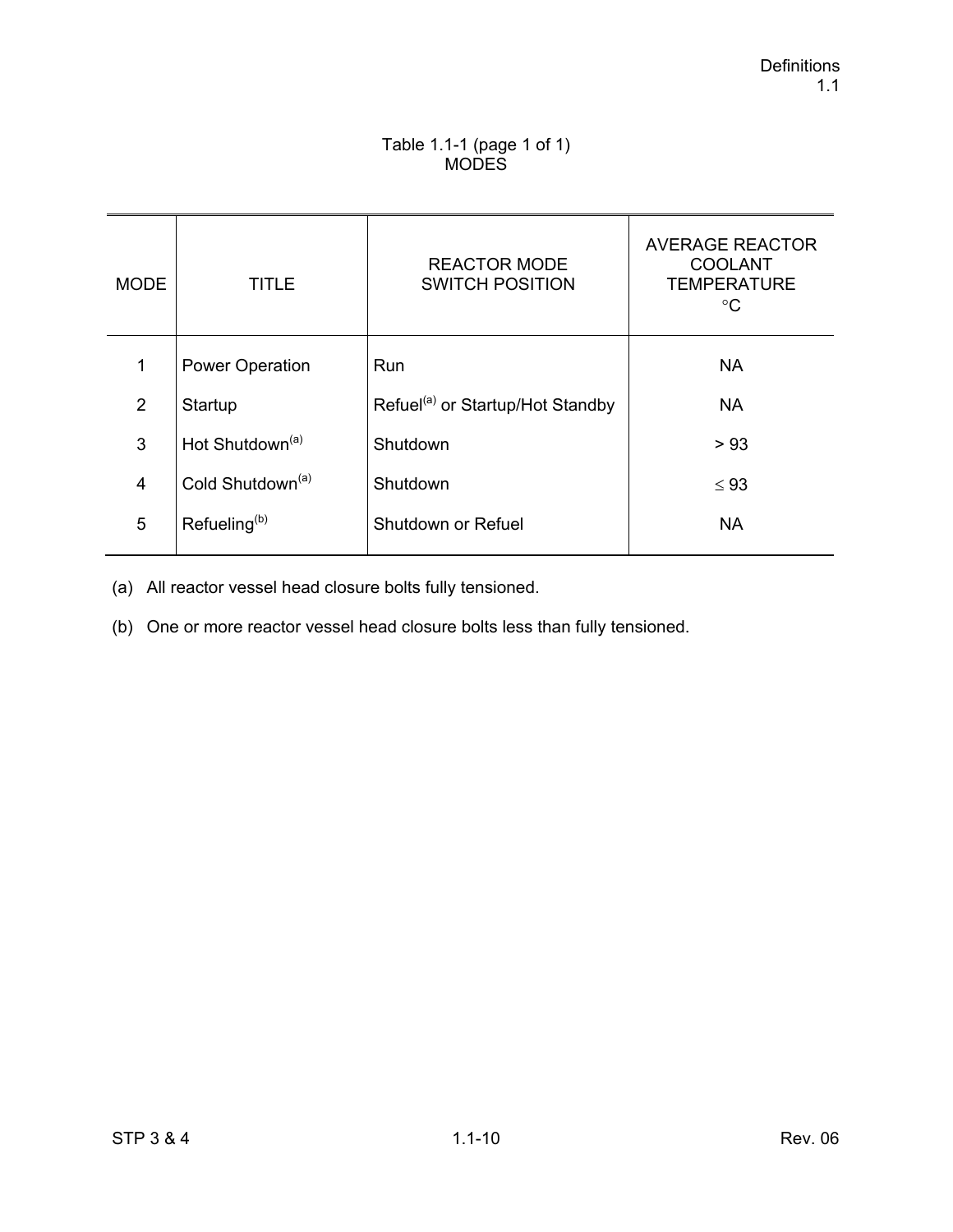Table 1.1-1 (page 1 of 1)
MODES

| MODE | TITLE | REACTOR MODE SWITCH POSITION | AVERAGE REACTOR COOLANT TEMPERATURE °C |
|---|---|---|---|
| 1 | Power Operation | Run | NA |
| 2 | Startup | Refuel[(a)] or Startup/Hot Standby | NA |
| 3 | Hot Shutdown[(a)] | Shutdown | > 93 |
| 4 | Cold Shutdown[(a)] | Shutdown | ≤ 93 |
| 5 | Refueling[(b)] | Shutdown or Refuel | NA |

(a) All reactor vessel head closure bolts fully tensioned.

(b) One or more reactor vessel head closure bolts less than fully tensioned.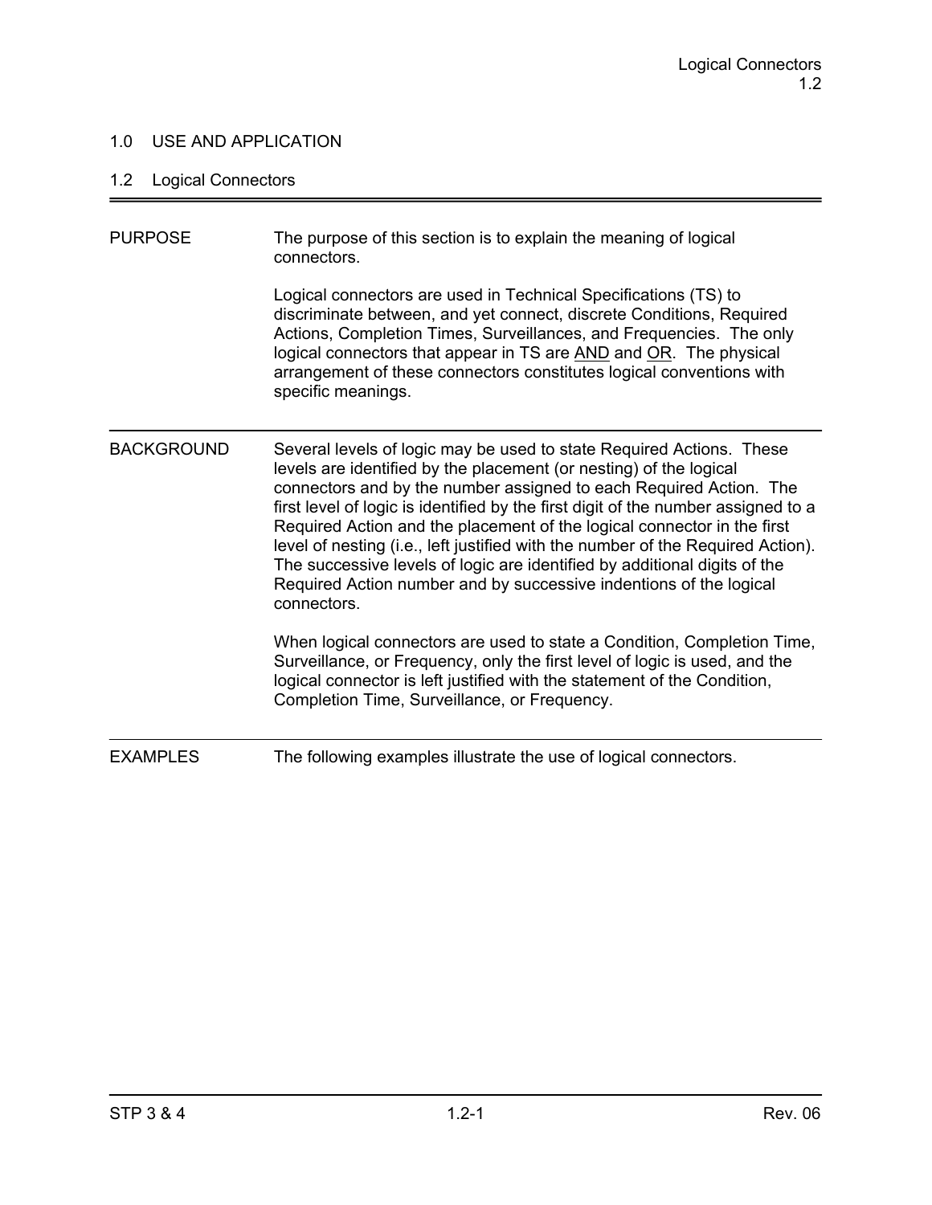## 1.0 USE AND APPLICATION

### 1.2 Logical Connectors

PURPOSE

The purpose of this section is to explain the meaning of logical connectors.

Logical connectors are used in Technical Specifications (TS) to discriminate between, and yet connect, discrete Conditions, Required Actions, Completion Times, Surveillances, and Frequencies. The only logical connectors that appear in TS are AND and OR. The physical arrangement of these connectors constitutes logical conventions with specific meanings.

BACKGROUND

Several levels of logic may be used to state Required Actions. These levels are identified by the placement (or nesting) of the logical connectors and by the number assigned to each Required Action. The first level of logic is identified by the first digit of the number assigned to a Required Action and the placement of the logical connector in the first level of nesting (i.e., left justified with the number of the Required Action). The successive levels of logic are identified by additional digits of the Required Action number and by successive indentions of the logical connectors.

When logical connectors are used to state a Condition, Completion Time, Surveillance, or Frequency, only the first level of logic is used, and the logical connector is left justified with the statement of the Condition, Completion Time, Surveillance, or Frequency.

EXAMPLES

The following examples illustrate the use of logical connectors.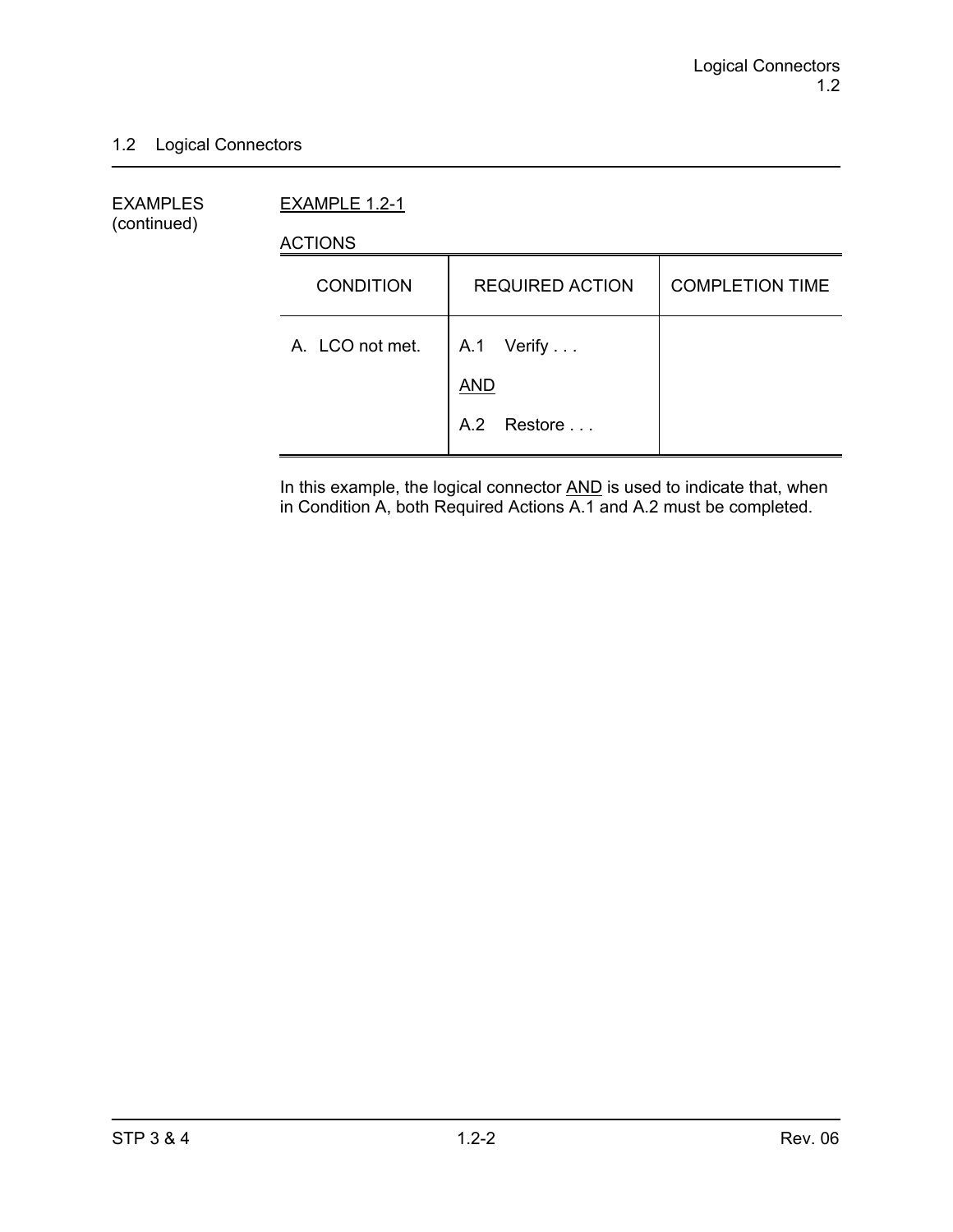## 1.2 Logical Connectors

EXAMPLES (continued)

EXAMPLE 1.2-1

ACTIONS

| CONDITION | REQUIRED ACTION | COMPLETION TIME |
|---|---|---|
| A. LCO not met. | A.1 Verify . . .<br><br>AND<br><br>A.2 Restore . . . | |

In this example, the logical connector AND is used to indicate that, when in Condition A, both Required Actions A.1 and A.2 must be completed.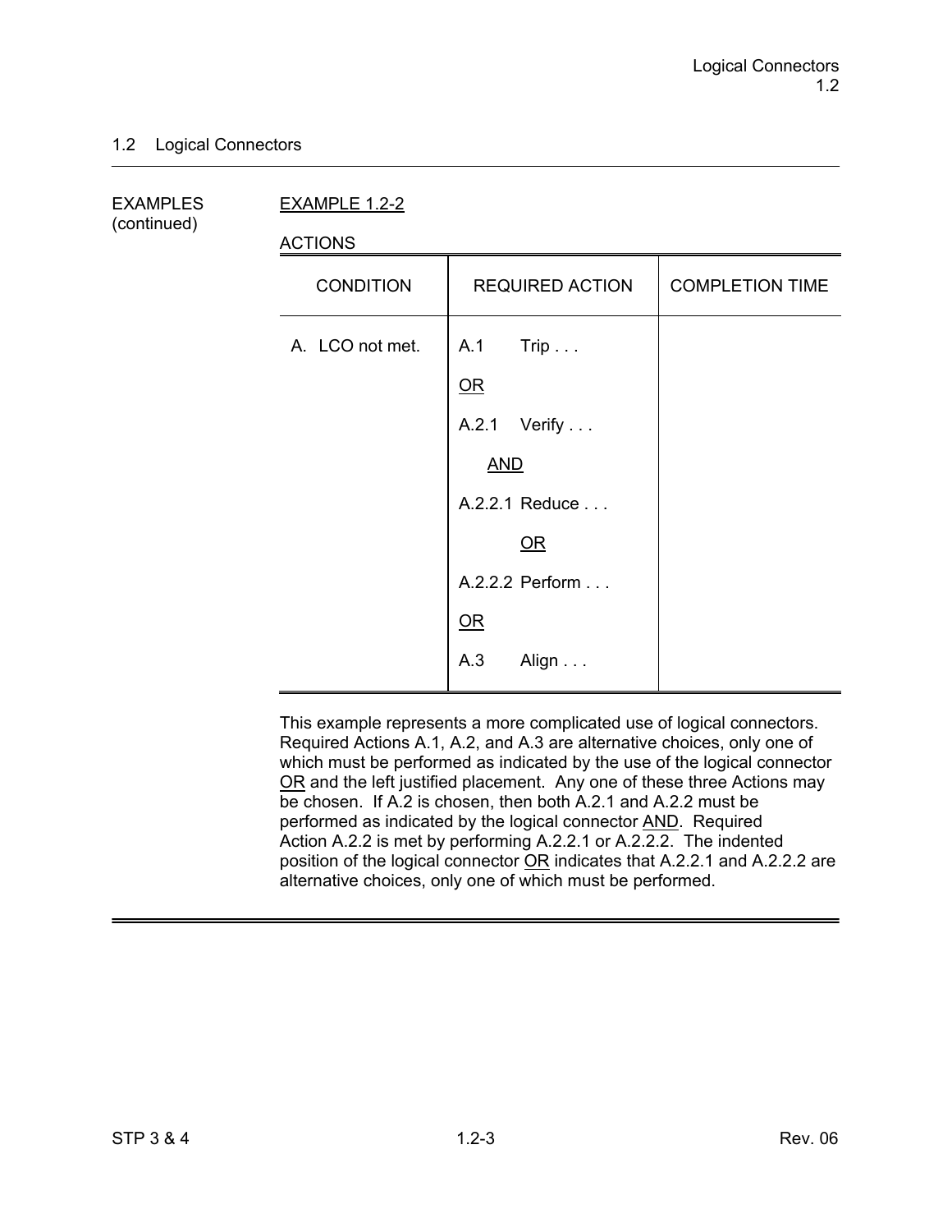## 1.2 Logical Connectors

EXAMPLES (continued)

EXAMPLE 1.2-2

ACTIONS

| CONDITION | REQUIRED ACTION | COMPLETION TIME |
|---|---|---|
| A. LCO not met. | A.1 Trip . . . | |
| | OR | |
| | A.2.1 Verify . . . | |
| | AND | |
| | A.2.2.1 Reduce . . . | |
| | OR | |
| | A.2.2.2 Perform . . . | |
| | OR | |
| | A.3 Align . . . | |

This example represents a more complicated use of logical connectors. Required Actions A.1, A.2, and A.3 are alternative choices, only one of which must be performed as indicated by the use of the logical connector OR and the left justified placement. Any one of these three Actions may be chosen. If A.2 is chosen, then both A.2.1 and A.2.2 must be performed as indicated by the logical connector AND. Required Action A.2.2 is met by performing A.2.2.1 or A.2.2.2. The indented position of the logical connector OR indicates that A.2.2.1 and A.2.2.2 are alternative choices, only one of which must be performed.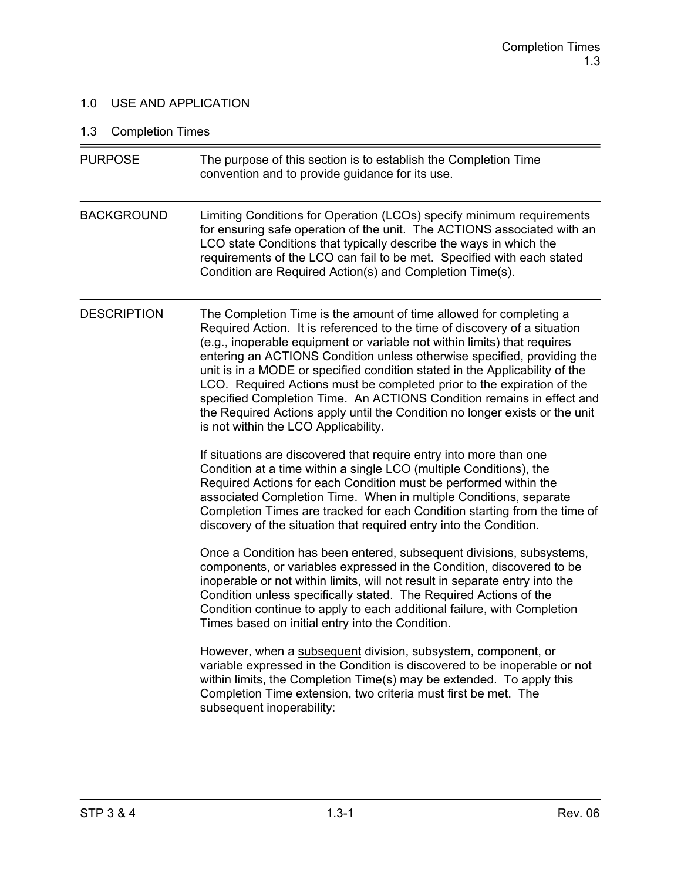## 1.0 USE AND APPLICATION

### 1.3 Completion Times

**PURPOSE**

The purpose of this section is to establish the Completion Time convention and to provide guidance for its use.

**BACKGROUND**

Limiting Conditions for Operation (LCOs) specify minimum requirements for ensuring safe operation of the unit. The ACTIONS associated with an LCO state Conditions that typically describe the ways in which the requirements of the LCO can fail to be met. Specified with each stated Condition are Required Action(s) and Completion Time(s).

**DESCRIPTION**

The Completion Time is the amount of time allowed for completing a Required Action. It is referenced to the time of discovery of a situation (e.g., inoperable equipment or variable not within limits) that requires entering an ACTIONS Condition unless otherwise specified, providing the unit is in a MODE or specified condition stated in the Applicability of the LCO. Required Actions must be completed prior to the expiration of the specified Completion Time. An ACTIONS Condition remains in effect and the Required Actions apply until the Condition no longer exists or the unit is not within the LCO Applicability.

If situations are discovered that require entry into more than one Condition at a time within a single LCO (multiple Conditions), the Required Actions for each Condition must be performed within the associated Completion Time. When in multiple Conditions, separate Completion Times are tracked for each Condition starting from the time of discovery of the situation that required entry into the Condition.

Once a Condition has been entered, subsequent divisions, subsystems, components, or variables expressed in the Condition, discovered to be inoperable or not within limits, will not result in separate entry into the Condition unless specifically stated. The Required Actions of the Condition continue to apply to each additional failure, with Completion Times based on initial entry into the Condition.

However, when a subsequent division, subsystem, component, or variable expressed in the Condition is discovered to be inoperable or not within limits, the Completion Time(s) may be extended. To apply this Completion Time extension, two criteria must first be met. The subsequent inoperability: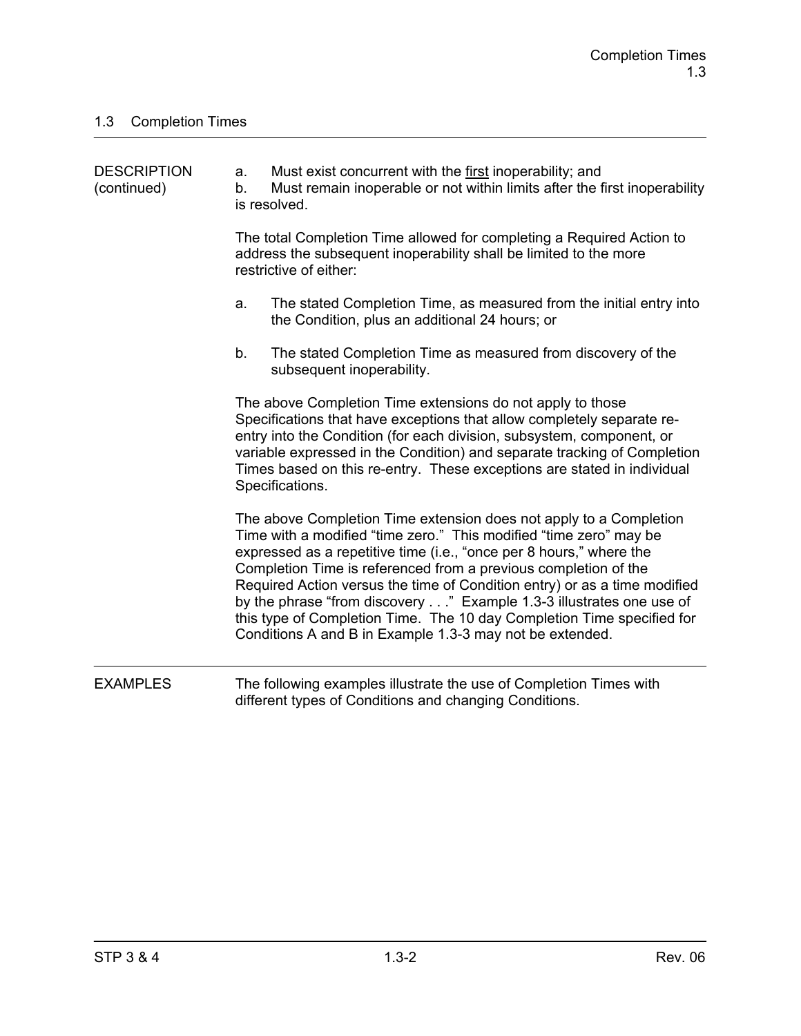## 1.3 Completion Times

DESCRIPTION (continued)

a. Must exist concurrent with the first inoperability; and
b. Must remain inoperable or not within limits after the first inoperability is resolved.

The total Completion Time allowed for completing a Required Action to address the subsequent inoperability shall be limited to the more restrictive of either:

a. The stated Completion Time, as measured from the initial entry into the Condition, plus an additional 24 hours; or

b. The stated Completion Time as measured from discovery of the subsequent inoperability.

The above Completion Time extensions do not apply to those Specifications that have exceptions that allow completely separate re-entry into the Condition (for each division, subsystem, component, or variable expressed in the Condition) and separate tracking of Completion Times based on this re-entry. These exceptions are stated in individual Specifications.

The above Completion Time extension does not apply to a Completion Time with a modified "time zero." This modified "time zero" may be expressed as a repetitive time (i.e., "once per 8 hours," where the Completion Time is referenced from a previous completion of the Required Action versus the time of Condition entry) or as a time modified by the phrase "from discovery . . ." Example 1.3-3 illustrates one use of this type of Completion Time. The 10 day Completion Time specified for Conditions A and B in Example 1.3-3 may not be extended.

EXAMPLES

The following examples illustrate the use of Completion Times with different types of Conditions and changing Conditions.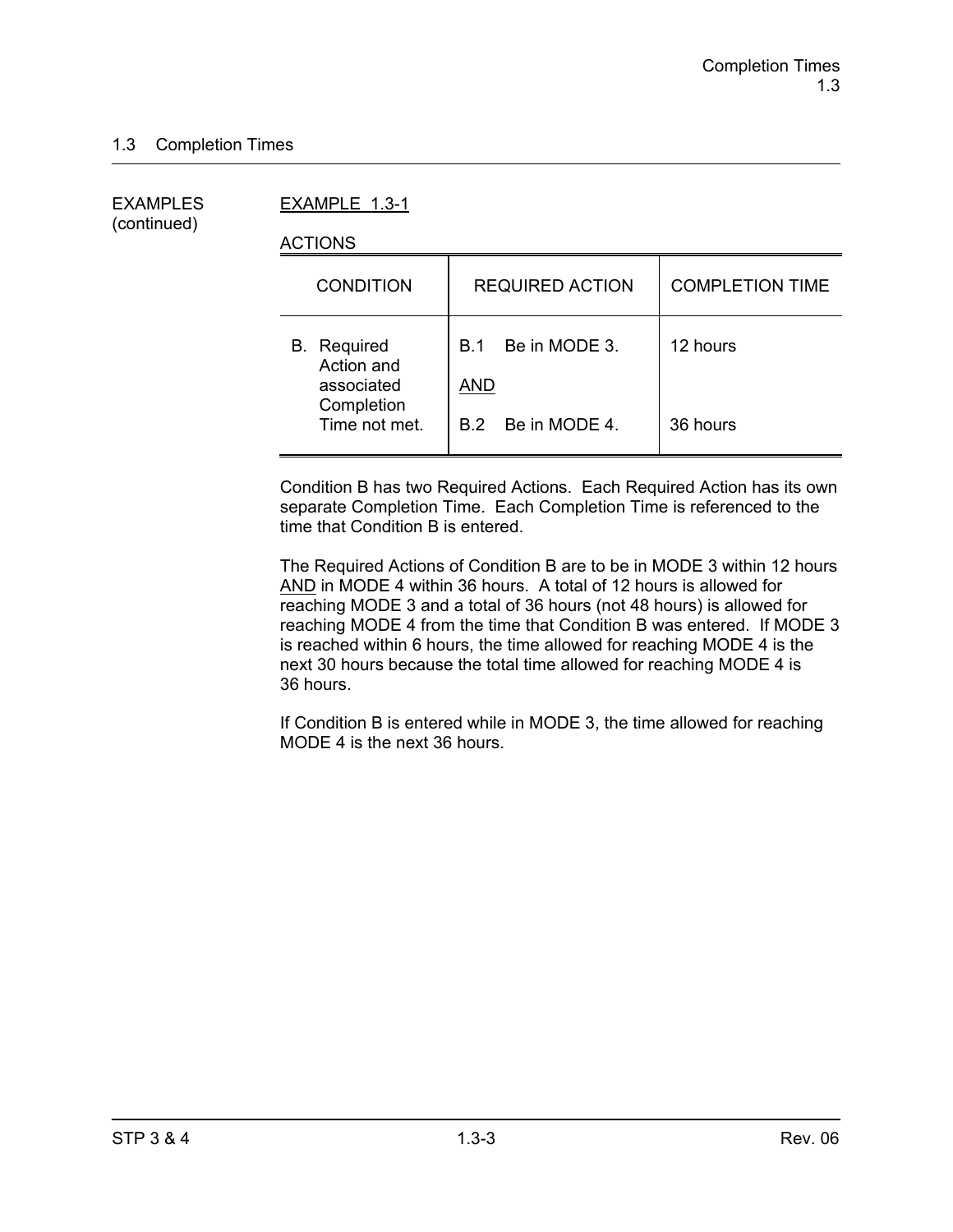## 1.3 Completion Times

EXAMPLES (continued)

EXAMPLE 1.3-1

ACTIONS

| CONDITION | REQUIRED ACTION | COMPLETION TIME |
|---|---|---|
| B. Required Action and associated Completion Time not met. | B.1 Be in MODE 3. | 12 hours |
| | AND | |
| | B.2 Be in MODE 4. | 36 hours |

Condition B has two Required Actions. Each Required Action has its own separate Completion Time. Each Completion Time is referenced to the time that Condition B is entered.

The Required Actions of Condition B are to be in MODE 3 within 12 hours AND in MODE 4 within 36 hours. A total of 12 hours is allowed for reaching MODE 3 and a total of 36 hours (not 48 hours) is allowed for reaching MODE 4 from the time that Condition B was entered. If MODE 3 is reached within 6 hours, the time allowed for reaching MODE 4 is the next 30 hours because the total time allowed for reaching MODE 4 is 36 hours.

If Condition B is entered while in MODE 3, the time allowed for reaching MODE 4 is the next 36 hours.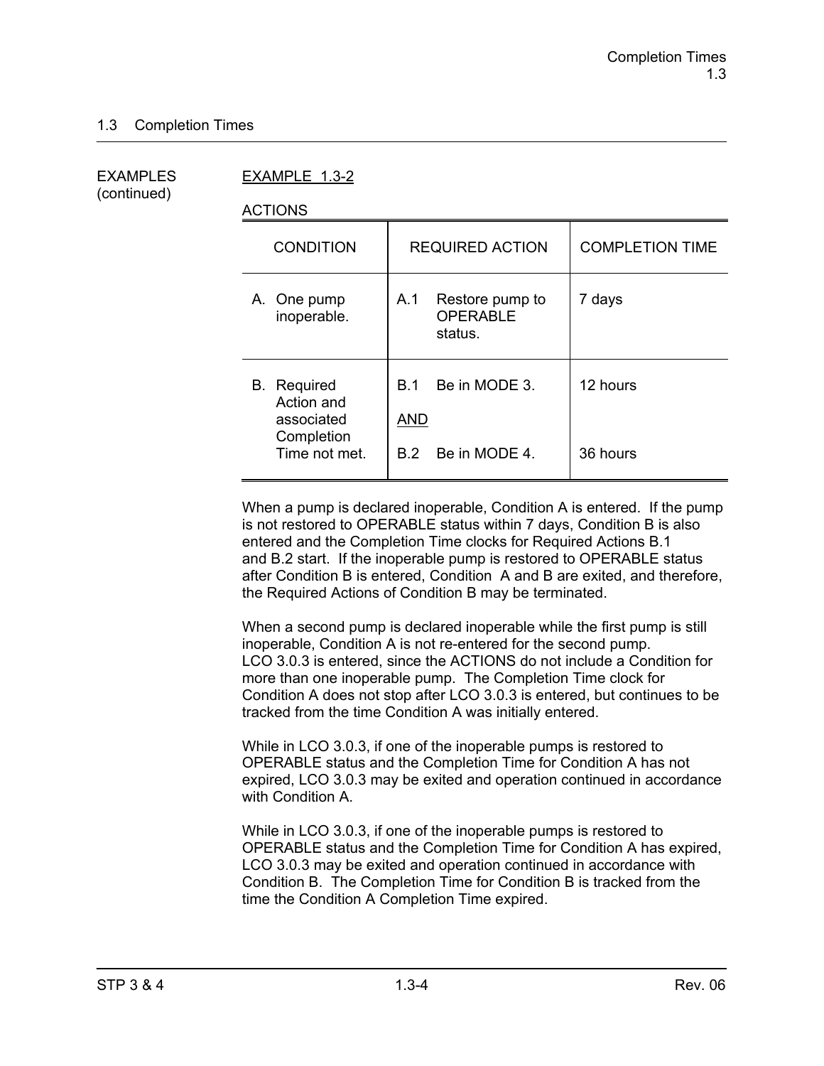## 1.3 Completion Times

EXAMPLES (continued)

EXAMPLE 1.3-2

ACTIONS

| CONDITION | REQUIRED ACTION | COMPLETION TIME |
|---|---|---|
| A. One pump inoperable. | A.1 Restore pump to OPERABLE status. | 7 days |
| B. Required Action and associated Completion Time not met. | B.1 Be in MODE 3. | 12 hours |
| | AND | |
| | B.2 Be in MODE 4. | 36 hours |

When a pump is declared inoperable, Condition A is entered. If the pump is not restored to OPERABLE status within 7 days, Condition B is also entered and the Completion Time clocks for Required Actions B.1 and B.2 start. If the inoperable pump is restored to OPERABLE status after Condition B is entered, Condition A and B are exited, and therefore, the Required Actions of Condition B may be terminated.

When a second pump is declared inoperable while the first pump is still inoperable, Condition A is not re-entered for the second pump. LCO 3.0.3 is entered, since the ACTIONS do not include a Condition for more than one inoperable pump. The Completion Time clock for Condition A does not stop after LCO 3.0.3 is entered, but continues to be tracked from the time Condition A was initially entered.

While in LCO 3.0.3, if one of the inoperable pumps is restored to OPERABLE status and the Completion Time for Condition A has not expired, LCO 3.0.3 may be exited and operation continued in accordance with Condition A.

While in LCO 3.0.3, if one of the inoperable pumps is restored to OPERABLE status and the Completion Time for Condition A has expired, LCO 3.0.3 may be exited and operation continued in accordance with Condition B. The Completion Time for Condition B is tracked from the time the Condition A Completion Time expired.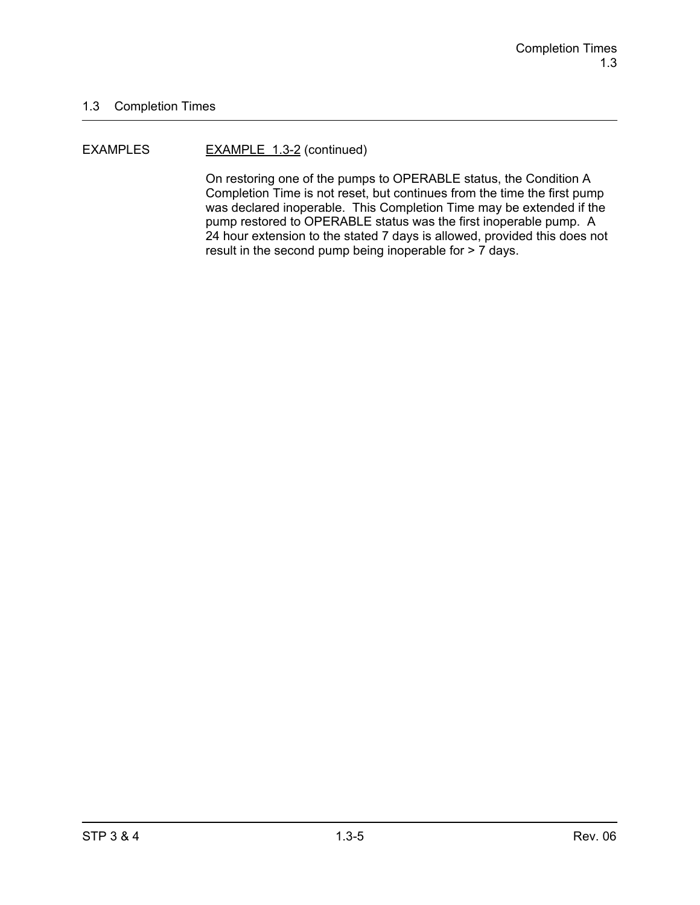## 1.3 Completion Times

EXAMPLES

EXAMPLE 1.3-2 (continued)

On restoring one of the pumps to OPERABLE status, the Condition A Completion Time is not reset, but continues from the time the first pump was declared inoperable. This Completion Time may be extended if the pump restored to OPERABLE status was the first inoperable pump. A 24 hour extension to the stated 7 days is allowed, provided this does not result in the second pump being inoperable for > 7 days.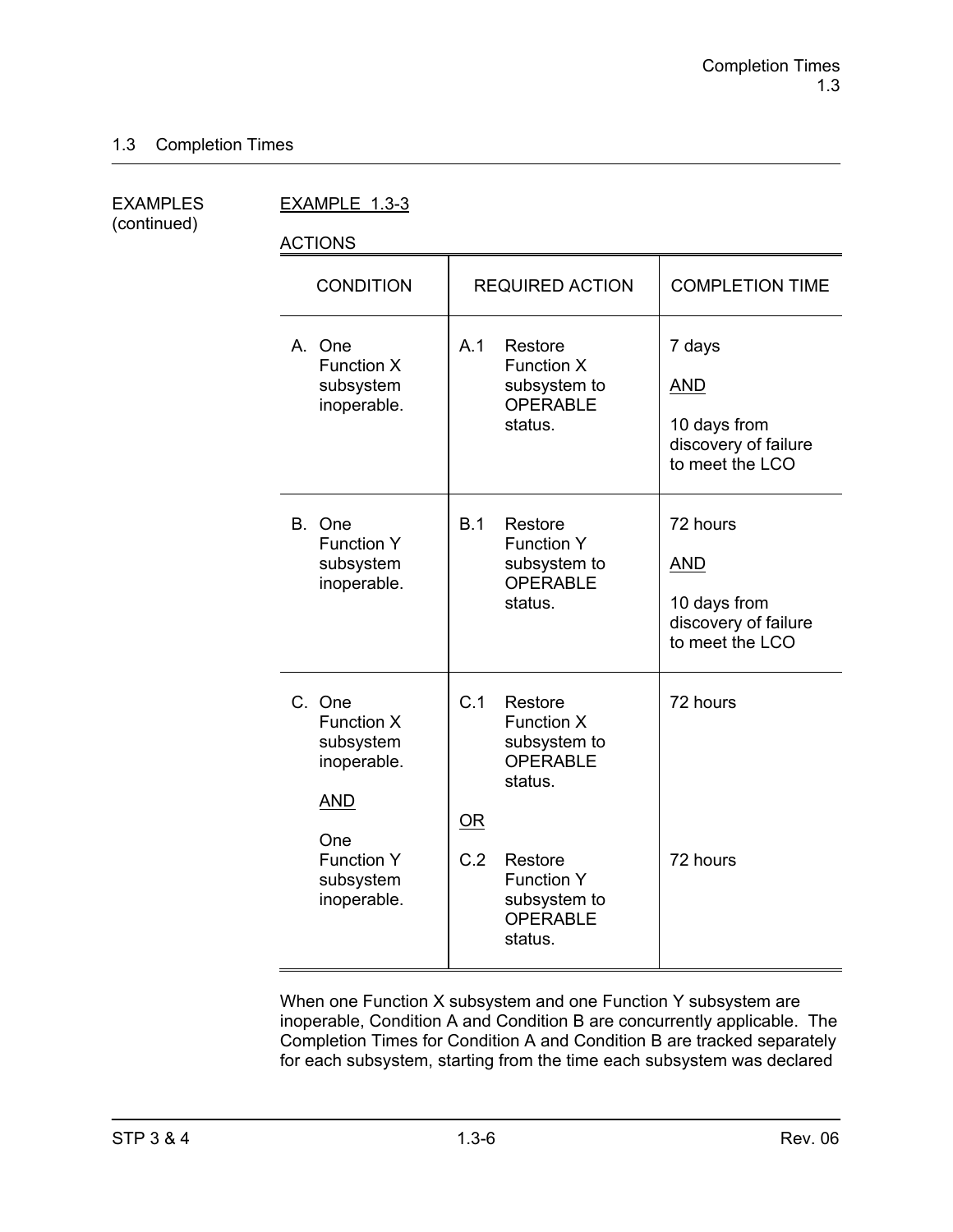## 1.3 Completion Times

EXAMPLES (continued)

EXAMPLE 1.3-3

ACTIONS

| CONDITION | REQUIRED ACTION | COMPLETION TIME |
|---|---|---|
| A. One Function X subsystem inoperable. | A.1 Restore Function X subsystem to OPERABLE status. | 7 days<br><br>AND<br><br>10 days from discovery of failure to meet the LCO |
| B. One Function Y subsystem inoperable. | B.1 Restore Function Y subsystem to OPERABLE status. | 72 hours<br><br>AND<br><br>10 days from discovery of failure to meet the LCO |
| C. One Function X subsystem inoperable.<br><br>AND<br><br>One Function Y subsystem inoperable. | C.1 Restore Function X subsystem to OPERABLE status.<br><br>OR<br><br>C.2 Restore Function Y subsystem to OPERABLE status. | 72 hours<br><br><br><br>72 hours |

When one Function X subsystem and one Function Y subsystem are inoperable, Condition A and Condition B are concurrently applicable. The Completion Times for Condition A and Condition B are tracked separately for each subsystem, starting from the time each subsystem was declared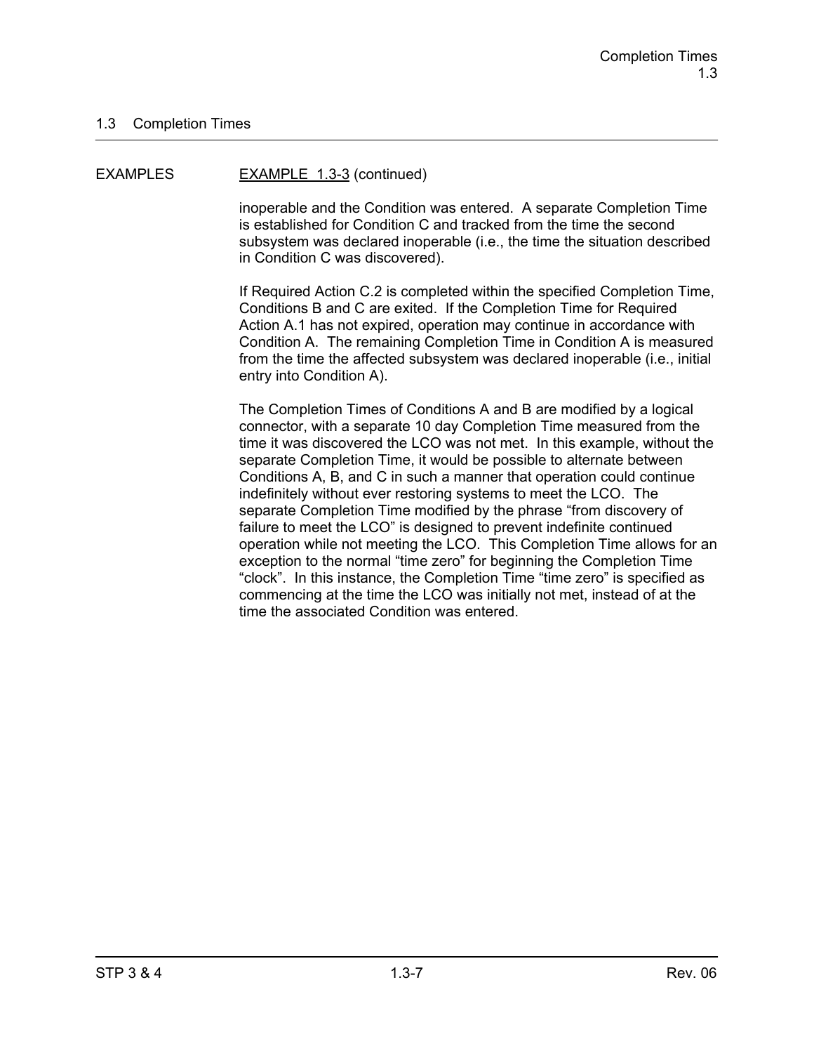## 1.3 Completion Times

EXAMPLES

EXAMPLE 1.3-3 (continued)

inoperable and the Condition was entered. A separate Completion Time is established for Condition C and tracked from the time the second subsystem was declared inoperable (i.e., the time the situation described in Condition C was discovered).

If Required Action C.2 is completed within the specified Completion Time, Conditions B and C are exited. If the Completion Time for Required Action A.1 has not expired, operation may continue in accordance with Condition A. The remaining Completion Time in Condition A is measured from the time the affected subsystem was declared inoperable (i.e., initial entry into Condition A).

The Completion Times of Conditions A and B are modified by a logical connector, with a separate 10 day Completion Time measured from the time it was discovered the LCO was not met. In this example, without the separate Completion Time, it would be possible to alternate between Conditions A, B, and C in such a manner that operation could continue indefinitely without ever restoring systems to meet the LCO. The separate Completion Time modified by the phrase "from discovery of failure to meet the LCO" is designed to prevent indefinite continued operation while not meeting the LCO. This Completion Time allows for an exception to the normal "time zero" for beginning the Completion Time "clock". In this instance, the Completion Time "time zero" is specified as commencing at the time the LCO was initially not met, instead of at the time the associated Condition was entered.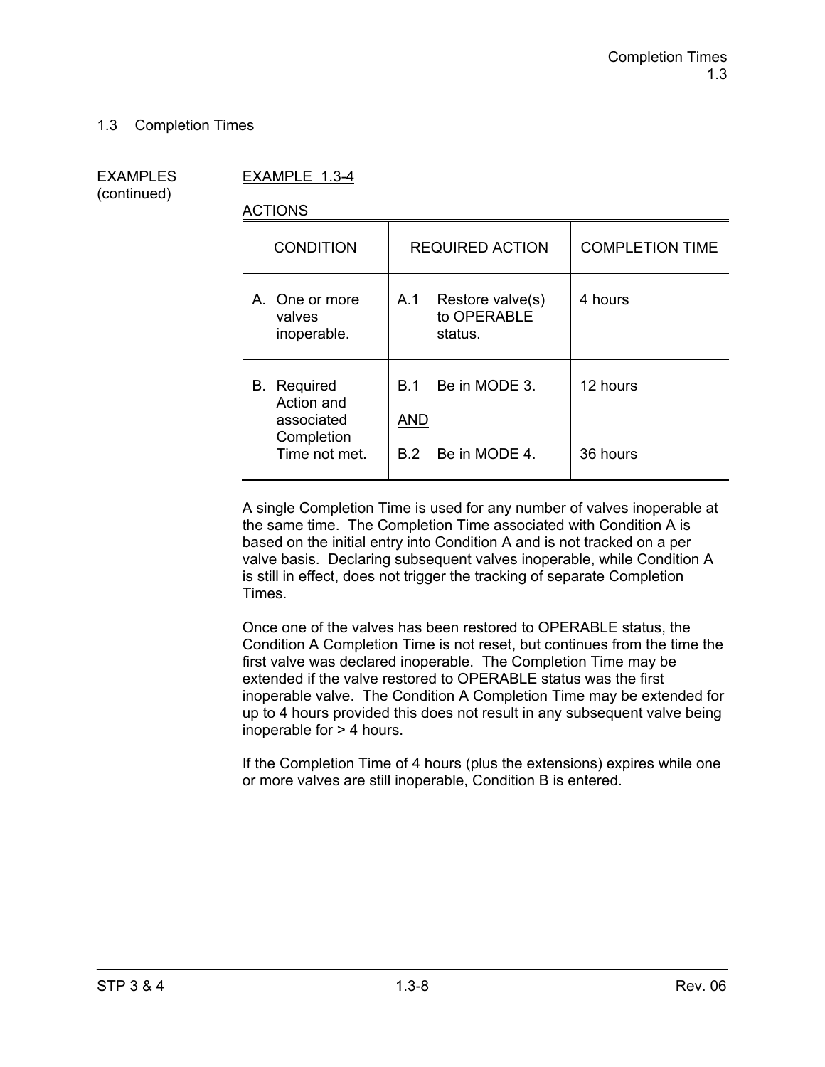## 1.3 Completion Times

EXAMPLES (continued)

EXAMPLE 1.3-4

ACTIONS

| CONDITION | REQUIRED ACTION | COMPLETION TIME |
|---|---|---|
| A. One or more valves inoperable. | A.1 Restore valve(s) to OPERABLE status. | 4 hours |
| B. Required Action and associated Completion Time not met. | B.1 Be in MODE 3. | 12 hours |
| | AND | |
| | B.2 Be in MODE 4. | 36 hours |

A single Completion Time is used for any number of valves inoperable at the same time. The Completion Time associated with Condition A is based on the initial entry into Condition A and is not tracked on a per valve basis. Declaring subsequent valves inoperable, while Condition A is still in effect, does not trigger the tracking of separate Completion Times.

Once one of the valves has been restored to OPERABLE status, the Condition A Completion Time is not reset, but continues from the time the first valve was declared inoperable. The Completion Time may be extended if the valve restored to OPERABLE status was the first inoperable valve. The Condition A Completion Time may be extended for up to 4 hours provided this does not result in any subsequent valve being inoperable for > 4 hours.

If the Completion Time of 4 hours (plus the extensions) expires while one or more valves are still inoperable, Condition B is entered.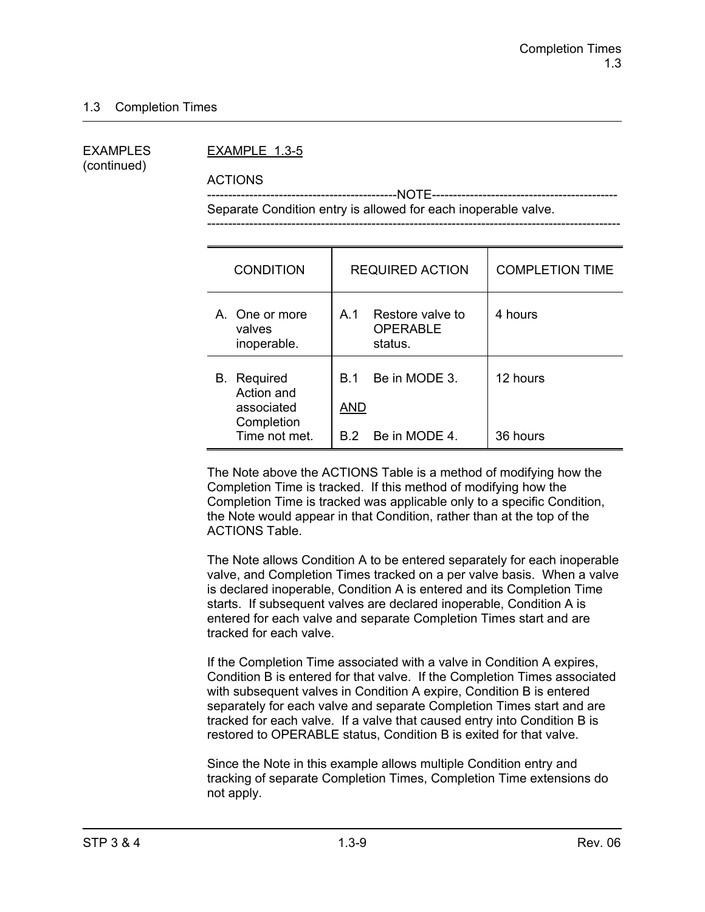## 1.3 Completion Times

EXAMPLES (continued)

EXAMPLE 1.3-5

ACTIONS

-------------------------------------------NOTE-------------------------------------------
Separate Condition entry is allowed for each inoperable valve.
-----------------------------------------------------------------------------------------------

| CONDITION | REQUIRED ACTION | COMPLETION TIME |
|---|---|---|
| A. One or more valves inoperable. | A.1 Restore valve to OPERABLE status. | 4 hours |
| B. Required Action and associated Completion Time not met. | B.1 Be in MODE 3. <br> AND <br> B.2 Be in MODE 4. | 12 hours <br><br> 36 hours |

The Note above the ACTIONS Table is a method of modifying how the Completion Time is tracked. If this method of modifying how the Completion Time is tracked was applicable only to a specific Condition, the Note would appear in that Condition, rather than at the top of the ACTIONS Table.

The Note allows Condition A to be entered separately for each inoperable valve, and Completion Times tracked on a per valve basis. When a valve is declared inoperable, Condition A is entered and its Completion Time starts. If subsequent valves are declared inoperable, Condition A is entered for each valve and separate Completion Times start and are tracked for each valve.

If the Completion Time associated with a valve in Condition A expires, Condition B is entered for that valve. If the Completion Times associated with subsequent valves in Condition A expire, Condition B is entered separately for each valve and separate Completion Times start and are tracked for each valve. If a valve that caused entry into Condition B is restored to OPERABLE status, Condition B is exited for that valve.

Since the Note in this example allows multiple Condition entry and tracking of separate Completion Times, Completion Time extensions do not apply.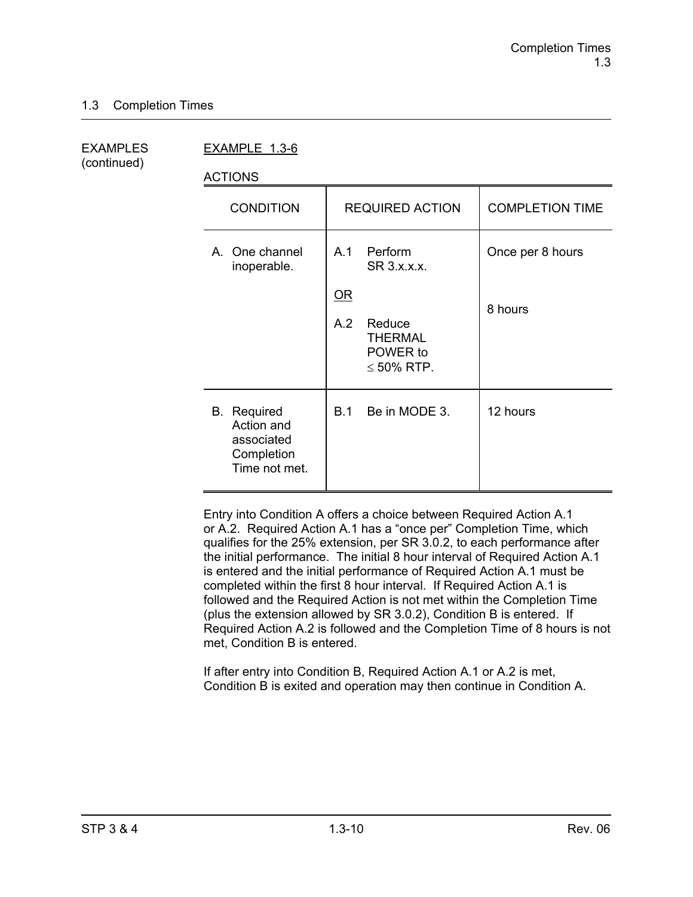## 1.3 Completion Times

EXAMPLES (continued)

EXAMPLE 1.3-6

ACTIONS

| CONDITION | REQUIRED ACTION | COMPLETION TIME |
|---|---|---|
| A. One channel inoperable. | A.1 Perform SR 3.x.x.x.<br><br>OR<br><br>A.2 Reduce THERMAL POWER to ≤ 50% RTP. | Once per 8 hours<br><br><br><br>8 hours |
| B. Required Action and associated Completion Time not met. | B.1 Be in MODE 3. | 12 hours |

Entry into Condition A offers a choice between Required Action A.1 or A.2. Required Action A.1 has a "once per" Completion Time, which qualifies for the 25% extension, per SR 3.0.2, to each performance after the initial performance. The initial 8 hour interval of Required Action A.1 is entered and the initial performance of Required Action A.1 must be completed within the first 8 hour interval. If Required Action A.1 is followed and the Required Action is not met within the Completion Time (plus the extension allowed by SR 3.0.2), Condition B is entered. If Required Action A.2 is followed and the Completion Time of 8 hours is not met, Condition B is entered.

If after entry into Condition B, Required Action A.1 or A.2 is met, Condition B is exited and operation may then continue in Condition A.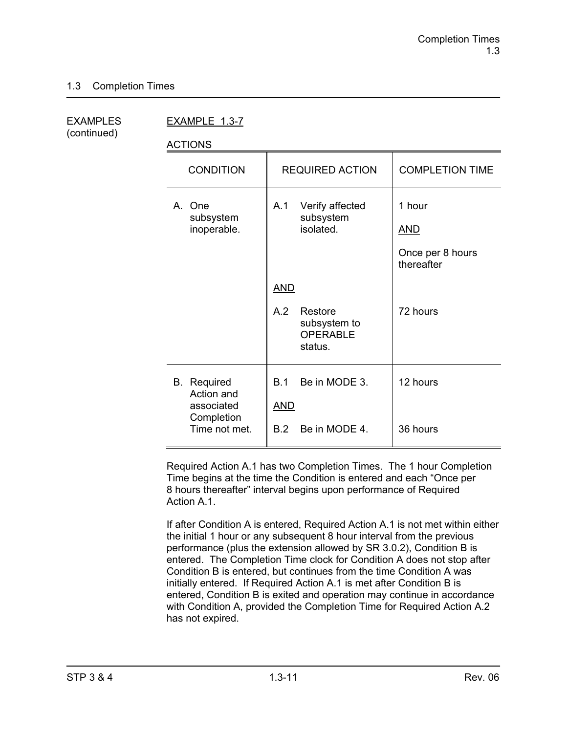## 1.3 Completion Times

EXAMPLES (continued)

EXAMPLE 1.3-7

ACTIONS

| CONDITION | REQUIRED ACTION | COMPLETION TIME |
|---|---|---|
| A. One subsystem inoperable. | A.1 Verify affected subsystem isolated. | 1 hour<br><br>AND<br><br>Once per 8 hours thereafter |
| | AND | |
| | A.2 Restore subsystem to OPERABLE status. | 72 hours |
| B. Required Action and associated Completion Time not met. | B.1 Be in MODE 3. | 12 hours |
| | AND | |
| | B.2 Be in MODE 4. | 36 hours |

Required Action A.1 has two Completion Times. The 1 hour Completion Time begins at the time the Condition is entered and each "Once per 8 hours thereafter" interval begins upon performance of Required Action A.1.

If after Condition A is entered, Required Action A.1 is not met within either the initial 1 hour or any subsequent 8 hour interval from the previous performance (plus the extension allowed by SR 3.0.2), Condition B is entered. The Completion Time clock for Condition A does not stop after Condition B is entered, but continues from the time Condition A was initially entered. If Required Action A.1 is met after Condition B is entered, Condition B is exited and operation may continue in accordance with Condition A, provided the Completion Time for Required Action A.2 has not expired.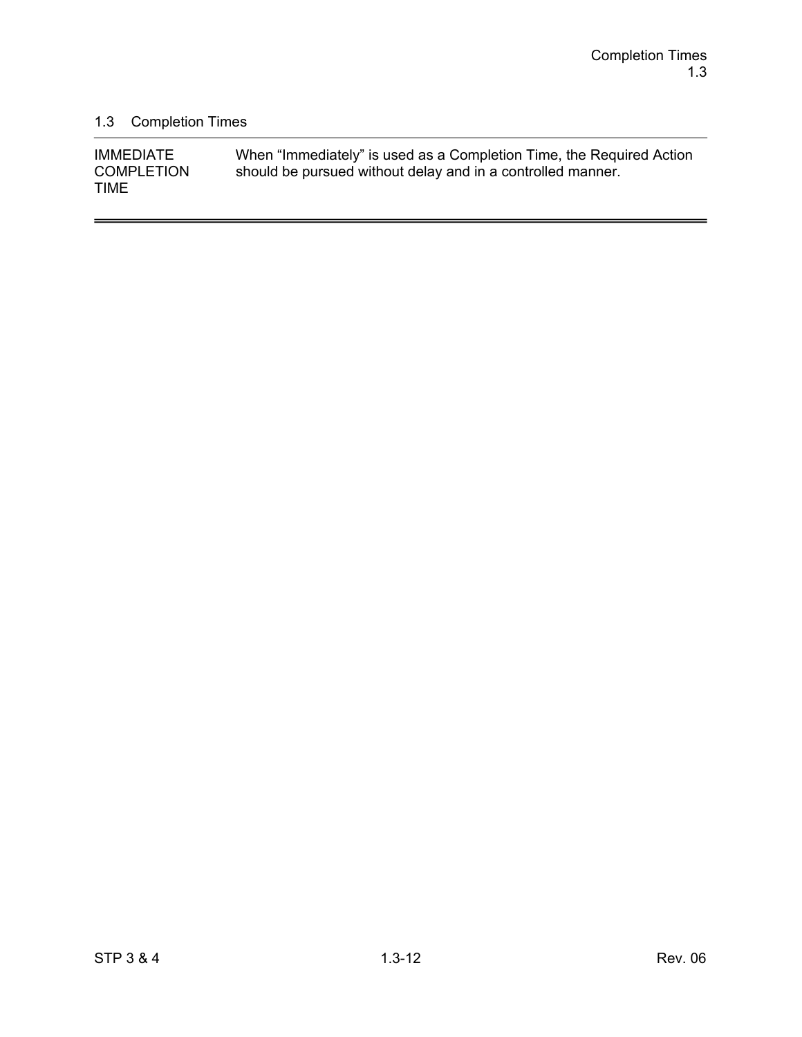## 1.3 Completion Times

| | |
|---|---|
| IMMEDIATE COMPLETION TIME | When "Immediately" is used as a Completion Time, the Required Action should be pursued without delay and in a controlled manner. |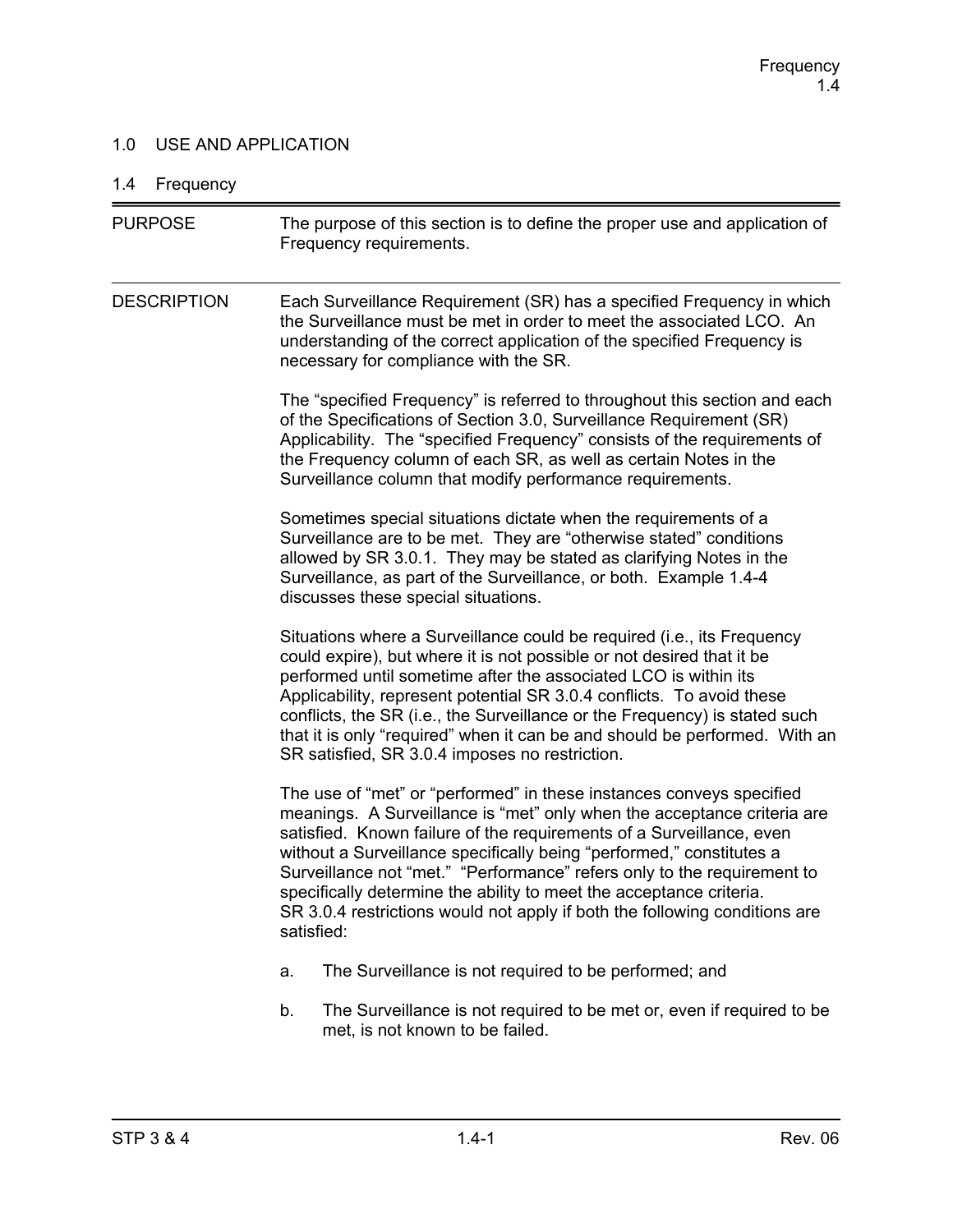## 1.0 USE AND APPLICATION

### 1.4 Frequency

**PURPOSE**

The purpose of this section is to define the proper use and application of Frequency requirements.

**DESCRIPTION**

Each Surveillance Requirement (SR) has a specified Frequency in which the Surveillance must be met in order to meet the associated LCO. An understanding of the correct application of the specified Frequency is necessary for compliance with the SR.

The "specified Frequency" is referred to throughout this section and each of the Specifications of Section 3.0, Surveillance Requirement (SR) Applicability. The "specified Frequency" consists of the requirements of the Frequency column of each SR, as well as certain Notes in the Surveillance column that modify performance requirements.

Sometimes special situations dictate when the requirements of a Surveillance are to be met. They are "otherwise stated" conditions allowed by SR 3.0.1. They may be stated as clarifying Notes in the Surveillance, as part of the Surveillance, or both. Example 1.4-4 discusses these special situations.

Situations where a Surveillance could be required (i.e., its Frequency could expire), but where it is not possible or not desired that it be performed until sometime after the associated LCO is within its Applicability, represent potential SR 3.0.4 conflicts. To avoid these conflicts, the SR (i.e., the Surveillance or the Frequency) is stated such that it is only "required" when it can be and should be performed. With an SR satisfied, SR 3.0.4 imposes no restriction.

The use of "met" or "performed" in these instances conveys specified meanings. A Surveillance is "met" only when the acceptance criteria are satisfied. Known failure of the requirements of a Surveillance, even without a Surveillance specifically being "performed," constitutes a Surveillance not "met." "Performance" refers only to the requirement to specifically determine the ability to meet the acceptance criteria. SR 3.0.4 restrictions would not apply if both the following conditions are satisfied:

a. The Surveillance is not required to be performed; and

b. The Surveillance is not required to be met or, even if required to be met, is not known to be failed.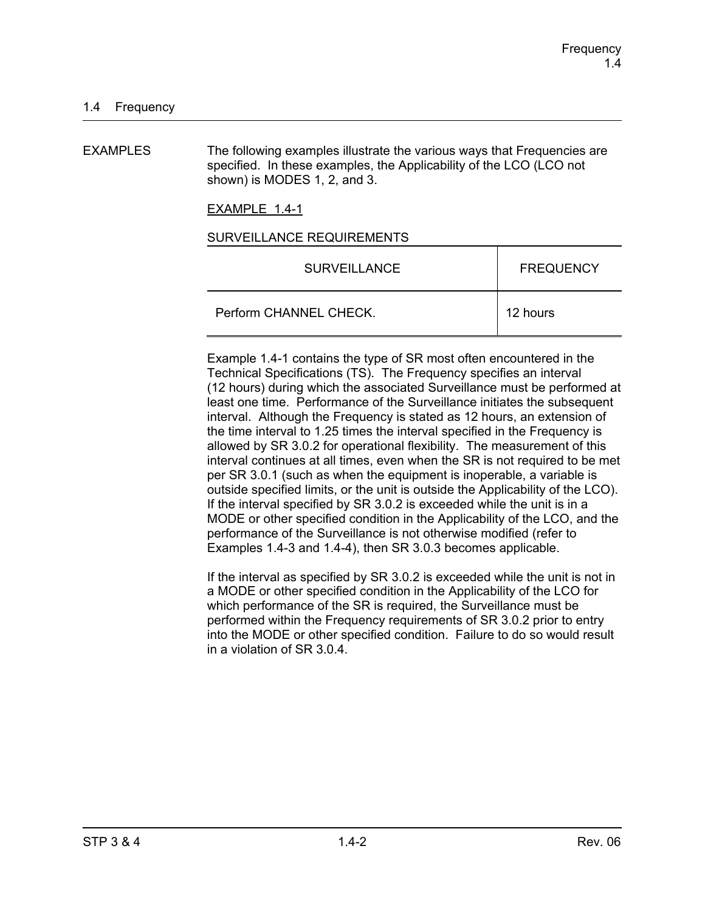## 1.4 Frequency

EXAMPLES

The following examples illustrate the various ways that Frequencies are specified. In these examples, the Applicability of the LCO (LCO not shown) is MODES 1, 2, and 3.

EXAMPLE 1.4-1

SURVEILLANCE REQUIREMENTS

| SURVEILLANCE | FREQUENCY |
|---|---|
| Perform CHANNEL CHECK. | 12 hours |

Example 1.4-1 contains the type of SR most often encountered in the Technical Specifications (TS). The Frequency specifies an interval (12 hours) during which the associated Surveillance must be performed at least one time. Performance of the Surveillance initiates the subsequent interval. Although the Frequency is stated as 12 hours, an extension of the time interval to 1.25 times the interval specified in the Frequency is allowed by SR 3.0.2 for operational flexibility. The measurement of this interval continues at all times, even when the SR is not required to be met per SR 3.0.1 (such as when the equipment is inoperable, a variable is outside specified limits, or the unit is outside the Applicability of the LCO). If the interval specified by SR 3.0.2 is exceeded while the unit is in a MODE or other specified condition in the Applicability of the LCO, and the performance of the Surveillance is not otherwise modified (refer to Examples 1.4-3 and 1.4-4), then SR 3.0.3 becomes applicable.

If the interval as specified by SR 3.0.2 is exceeded while the unit is not in a MODE or other specified condition in the Applicability of the LCO for which performance of the SR is required, the Surveillance must be performed within the Frequency requirements of SR 3.0.2 prior to entry into the MODE or other specified condition. Failure to do so would result in a violation of SR 3.0.4.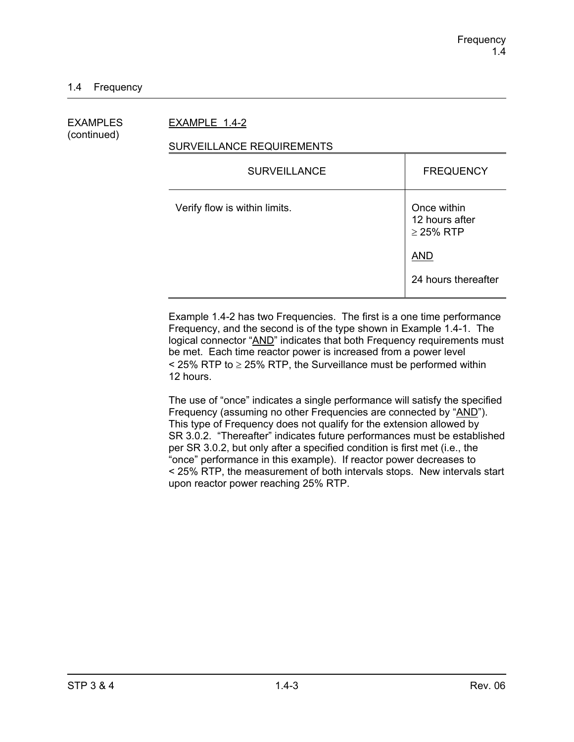## 1.4 Frequency

EXAMPLES (continued)

EXAMPLE 1.4-2

SURVEILLANCE REQUIREMENTS

| SURVEILLANCE | FREQUENCY |
|---|---|
| Verify flow is within limits. | Once within 12 hours after ≥ 25% RTP<br><br>AND<br><br>24 hours thereafter |

Example 1.4-2 has two Frequencies. The first is a one time performance Frequency, and the second is of the type shown in Example 1.4-1. The logical connector "AND" indicates that both Frequency requirements must be met. Each time reactor power is increased from a power level < 25% RTP to ≥ 25% RTP, the Surveillance must be performed within 12 hours.

The use of "once" indicates a single performance will satisfy the specified Frequency (assuming no other Frequencies are connected by "AND"). This type of Frequency does not qualify for the extension allowed by SR 3.0.2. "Thereafter" indicates future performances must be established per SR 3.0.2, but only after a specified condition is first met (i.e., the "once" performance in this example). If reactor power decreases to < 25% RTP, the measurement of both intervals stops. New intervals start upon reactor power reaching 25% RTP.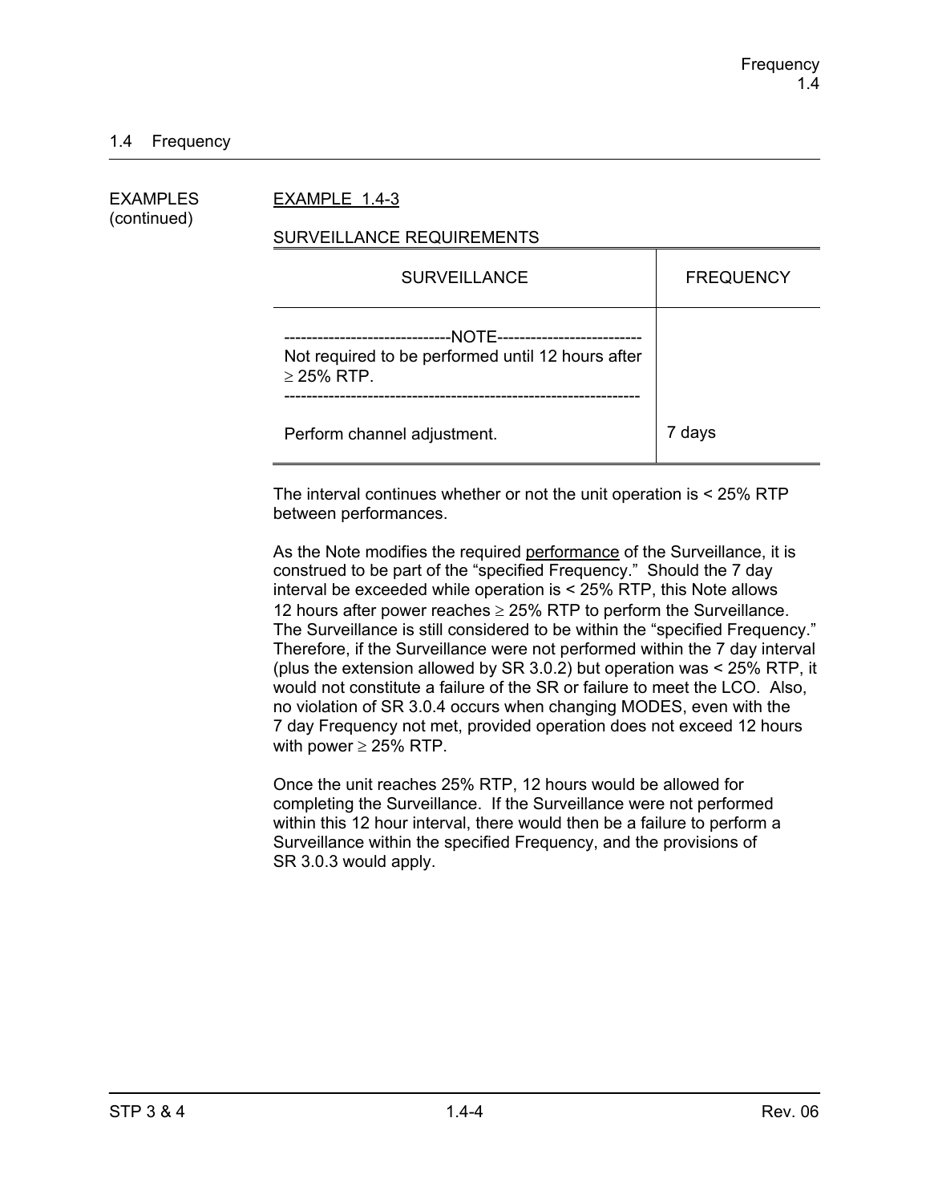## 1.4 Frequency

EXAMPLES (continued)

EXAMPLE 1.4-3

SURVEILLANCE REQUIREMENTS

| SURVEILLANCE | FREQUENCY |
|---|---|
| ------------------------------NOTE-------------------------- Not required to be performed until 12 hours after ≥ 25% RTP. --------------------------------------------------------------- Perform channel adjustment. | 7 days |

The interval continues whether or not the unit operation is < 25% RTP between performances.

As the Note modifies the required performance of the Surveillance, it is construed to be part of the "specified Frequency." Should the 7 day interval be exceeded while operation is < 25% RTP, this Note allows 12 hours after power reaches ≥ 25% RTP to perform the Surveillance. The Surveillance is still considered to be within the "specified Frequency." Therefore, if the Surveillance were not performed within the 7 day interval (plus the extension allowed by SR 3.0.2) but operation was < 25% RTP, it would not constitute a failure of the SR or failure to meet the LCO. Also, no violation of SR 3.0.4 occurs when changing MODES, even with the 7 day Frequency not met, provided operation does not exceed 12 hours with power ≥ 25% RTP.

Once the unit reaches 25% RTP, 12 hours would be allowed for completing the Surveillance. If the Surveillance were not performed within this 12 hour interval, there would then be a failure to perform a Surveillance within the specified Frequency, and the provisions of SR 3.0.3 would apply.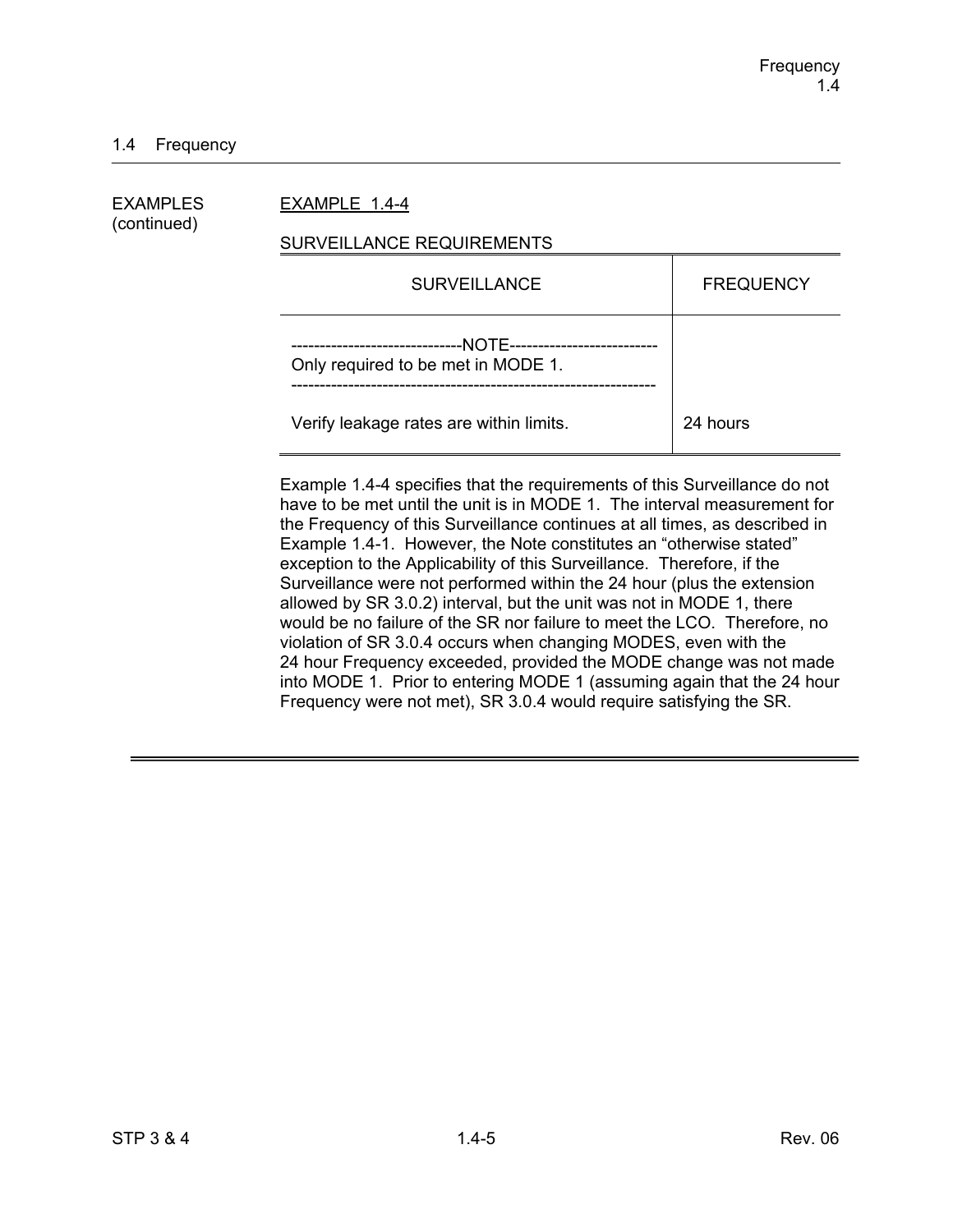## 1.4 Frequency

EXAMPLES (continued)

EXAMPLE 1.4-4

SURVEILLANCE REQUIREMENTS

| SURVEILLANCE | FREQUENCY |
| --- | --- |
| -----------------------------NOTE-------------------------- Only required to be met in MODE 1. --------------------------------------------------------------- Verify leakage rates are within limits. | 24 hours |

Example 1.4-4 specifies that the requirements of this Surveillance do not have to be met until the unit is in MODE 1. The interval measurement for the Frequency of this Surveillance continues at all times, as described in Example 1.4-1. However, the Note constitutes an "otherwise stated" exception to the Applicability of this Surveillance. Therefore, if the Surveillance were not performed within the 24 hour (plus the extension allowed by SR 3.0.2) interval, but the unit was not in MODE 1, there would be no failure of the SR nor failure to meet the LCO. Therefore, no violation of SR 3.0.4 occurs when changing MODES, even with the 24 hour Frequency exceeded, provided the MODE change was not made into MODE 1. Prior to entering MODE 1 (assuming again that the 24 hour Frequency were not met), SR 3.0.4 would require satisfying the SR.